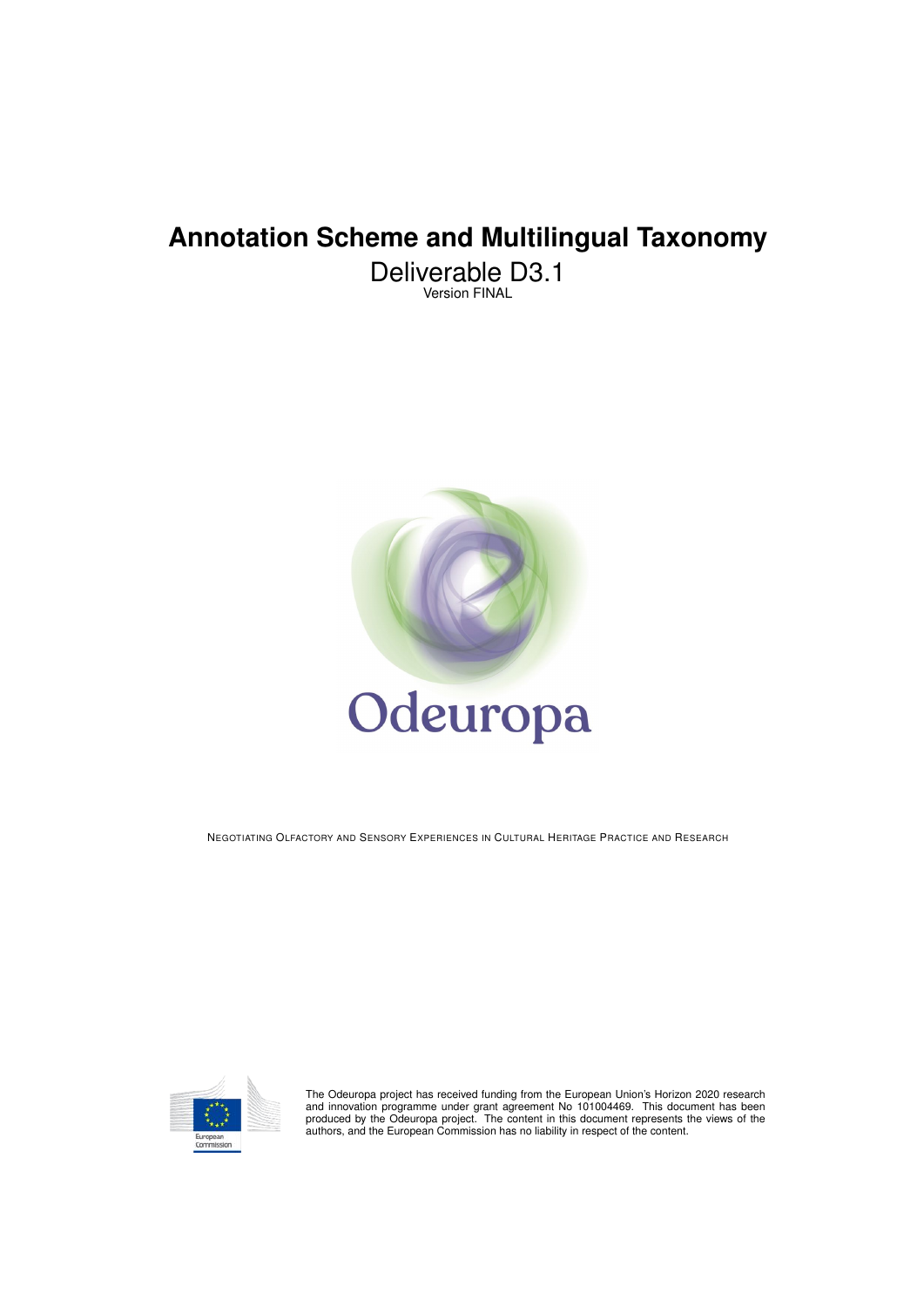# Annotation Scheme and Multilingual Taxonomy

Deliverable D3.1

Version FINAL

Odeuropa

NEGOTIATING OLFACTORY AND SENSORY EXPERIENCES IN CULTURAL HERITAGE PRACTICE AND RESEARCH

European Commission

The Odeuropa project has received funding from the European Union's Horizon 2020 research and innovation programme under grant agreement No 101004469. This document has been produced by the Odeuropa project. The content in this document represents the views of the authors, and the European Commission has no liability in respect of the content.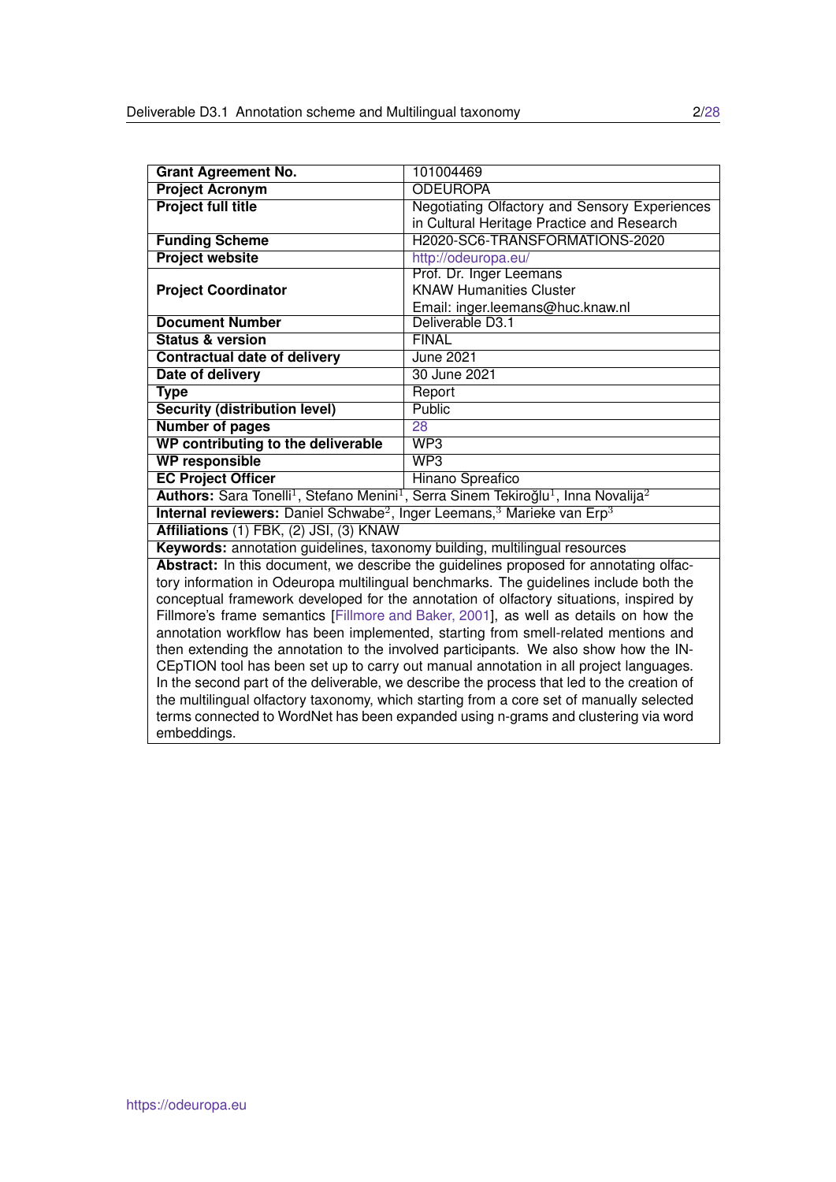| Grant Agreement No. | 101004469 |
| --- | --- |
| **Project Acronym** | ODEUROPA |
| **Project full title** | Negotiating Olfactory and Sensory Experiences in Cultural Heritage Practice and Research |
| **Funding Scheme** | H2020-SC6-TRANSFORMATIONS-2020 |
| **Project website** | http://odeuropa.eu/ |
| **Project Coordinator** | Prof. Dr. Inger Leemans<br>KNAW Humanities Cluster<br>Email: inger.leemans@huc.knaw.nl |
| **Document Number** | Deliverable D3.1 |
| **Status & version** | FINAL |
| **Contractual date of delivery** | June 2021 |
| **Date of delivery** | 30 June 2021 |
| **Type** | Report |
| **Security (distribution level)** | Public |
| **Number of pages** | 28 |
| **WP contributing to the deliverable** | WP3 |
| **WP responsible** | WP3 |
| **EC Project Officer** | Hinano Spreafico |

**Authors:** Sara Tonelli[1], Stefano Menini[1], Serra Sinem Tekiroğlu[1], Inna Novalija[2]

**Internal reviewers:** Daniel Schwabe[2], Inger Leemans,[3] Marieke van Erp[3]

**Affiliations** (1) FBK, (2) JSI, (3) KNAW

**Keywords:** annotation guidelines, taxonomy building, multilingual resources

**Abstract:** In this document, we describe the guidelines proposed for annotating olfactory information in Odeuropa multilingual benchmarks. The guidelines include both the conceptual framework developed for the annotation of olfactory situations, inspired by Fillmore's frame semantics [Fillmore and Baker, 2001], as well as details on how the annotation workflow has been implemented, starting from smell-related mentions and then extending the annotation to the involved participants. We also show how the INCEpTION tool has been set up to carry out manual annotation in all project languages. In the second part of the deliverable, we describe the process that led to the creation of the multilingual olfactory taxonomy, which starting from a core set of manually selected terms connected to WordNet has been expanded using n-grams and clustering via word embeddings.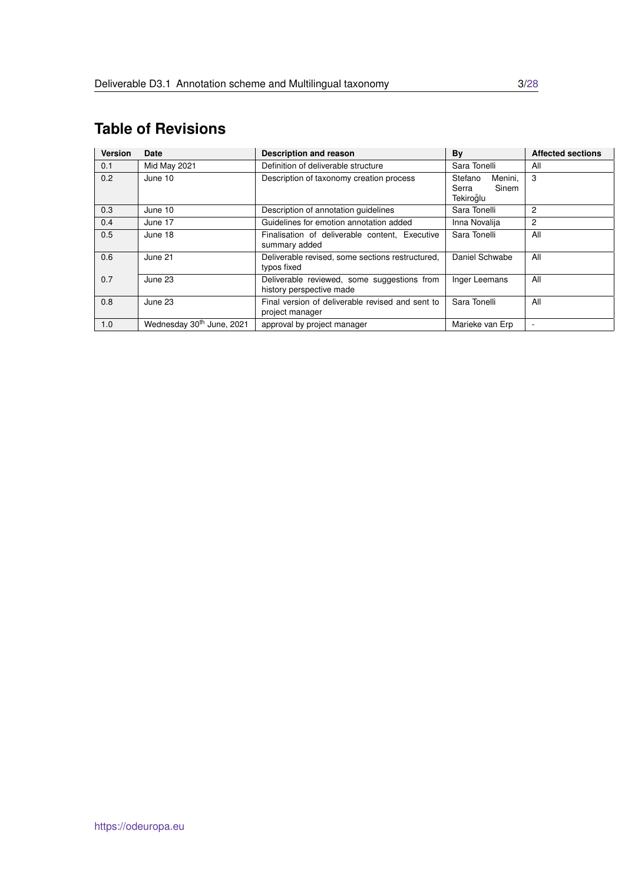# Table of Revisions

| Version | Date | Description and reason | By | Affected sections |
|---|---|---|---|---|
| 0.1 | Mid May 2021 | Definition of deliverable structure | Sara Tonelli | All |
| 0.2 | June 10 | Description of taxonomy creation process | Stefano Menini, Serra Sinem Tekiroğlu | 3 |
| 0.3 | June 10 | Description of annotation guidelines | Sara Tonelli | 2 |
| 0.4 | June 17 | Guidelines for emotion annotation added | Inna Novalija | 2 |
| 0.5 | June 18 | Finalisation of deliverable content, Executive summary added | Sara Tonelli | All |
| 0.6 | June 21 | Deliverable revised, some sections restructured, typos fixed | Daniel Schwabe | All |
| 0.7 | June 23 | Deliverable reviewed, some suggestions from history perspective made | Inger Leemans | All |
| 0.8 | June 23 | Final version of deliverable revised and sent to project manager | Sara Tonelli | All |
| 1.0 | Wednesday 30th June, 2021 | approval by project manager | Marieke van Erp | - |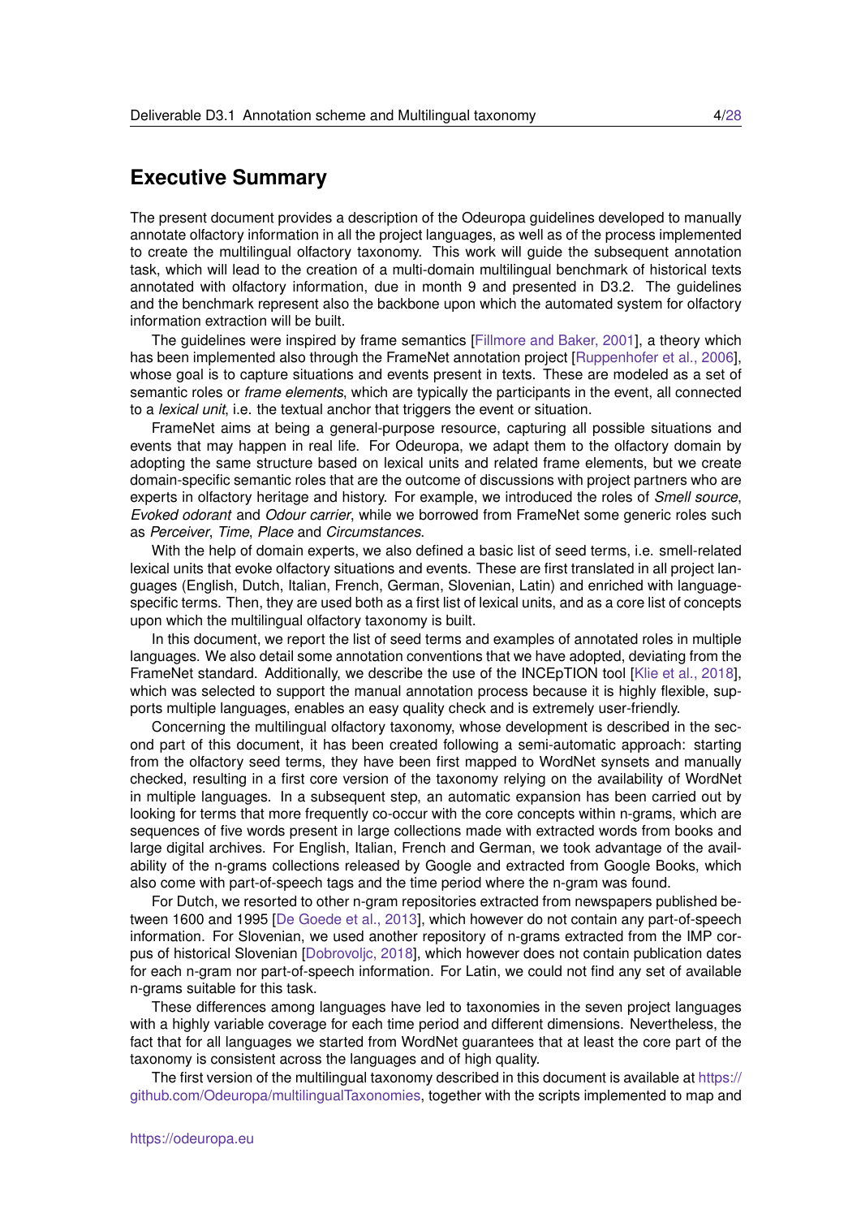# Executive Summary

The present document provides a description of the Odeuropa guidelines developed to manually annotate olfactory information in all the project languages, as well as of the process implemented to create the multilingual olfactory taxonomy. This work will guide the subsequent annotation task, which will lead to the creation of a multi-domain multilingual benchmark of historical texts annotated with olfactory information, due in month 9 and presented in D3.2. The guidelines and the benchmark represent also the backbone upon which the automated system for olfactory information extraction will be built.

The guidelines were inspired by frame semantics [Fillmore and Baker, 2001], a theory which has been implemented also through the FrameNet annotation project [Ruppenhofer et al., 2006], whose goal is to capture situations and events present in texts. These are modeled as a set of semantic roles or *frame elements*, which are typically the participants in the event, all connected to a *lexical unit*, i.e. the textual anchor that triggers the event or situation.

FrameNet aims at being a general-purpose resource, capturing all possible situations and events that may happen in real life. For Odeuropa, we adapt them to the olfactory domain by adopting the same structure based on lexical units and related frame elements, but we create domain-specific semantic roles that are the outcome of discussions with project partners who are experts in olfactory heritage and history. For example, we introduced the roles of *Smell source*, *Evoked odorant* and *Odour carrier*, while we borrowed from FrameNet some generic roles such as *Perceiver*, *Time*, *Place* and *Circumstances*.

With the help of domain experts, we also defined a basic list of seed terms, i.e. smell-related lexical units that evoke olfactory situations and events. These are first translated in all project languages (English, Dutch, Italian, French, German, Slovenian, Latin) and enriched with language-specific terms. Then, they are used both as a first list of lexical units, and as a core list of concepts upon which the multilingual olfactory taxonomy is built.

In this document, we report the list of seed terms and examples of annotated roles in multiple languages. We also detail some annotation conventions that we have adopted, deviating from the FrameNet standard. Additionally, we describe the use of the INCEpTION tool [Klie et al., 2018], which was selected to support the manual annotation process because it is highly flexible, supports multiple languages, enables an easy quality check and is extremely user-friendly.

Concerning the multilingual olfactory taxonomy, whose development is described in the second part of this document, it has been created following a semi-automatic approach: starting from the olfactory seed terms, they have been first mapped to WordNet synsets and manually checked, resulting in a first core version of the taxonomy relying on the availability of WordNet in multiple languages. In a subsequent step, an automatic expansion has been carried out by looking for terms that more frequently co-occur with the core concepts within n-grams, which are sequences of five words present in large collections made with extracted words from books and large digital archives. For English, Italian, French and German, we took advantage of the availability of the n-grams collections released by Google and extracted from Google Books, which also come with part-of-speech tags and the time period where the n-gram was found.

For Dutch, we resorted to other n-gram repositories extracted from newspapers published between 1600 and 1995 [De Goede et al., 2013], which however do not contain any part-of-speech information. For Slovenian, we used another repository of n-grams extracted from the IMP corpus of historical Slovenian [Dobrovoljc, 2018], which however does not contain publication dates for each n-gram nor part-of-speech information. For Latin, we could not find any set of available n-grams suitable for this task.

These differences among languages have led to taxonomies in the seven project languages with a highly variable coverage for each time period and different dimensions. Nevertheless, the fact that for all languages we started from WordNet guarantees that at least the core part of the taxonomy is consistent across the languages and of high quality.

The first version of the multilingual taxonomy described in this document is available at https://github.com/Odeuropa/multilingualTaxonomies, together with the scripts implemented to map and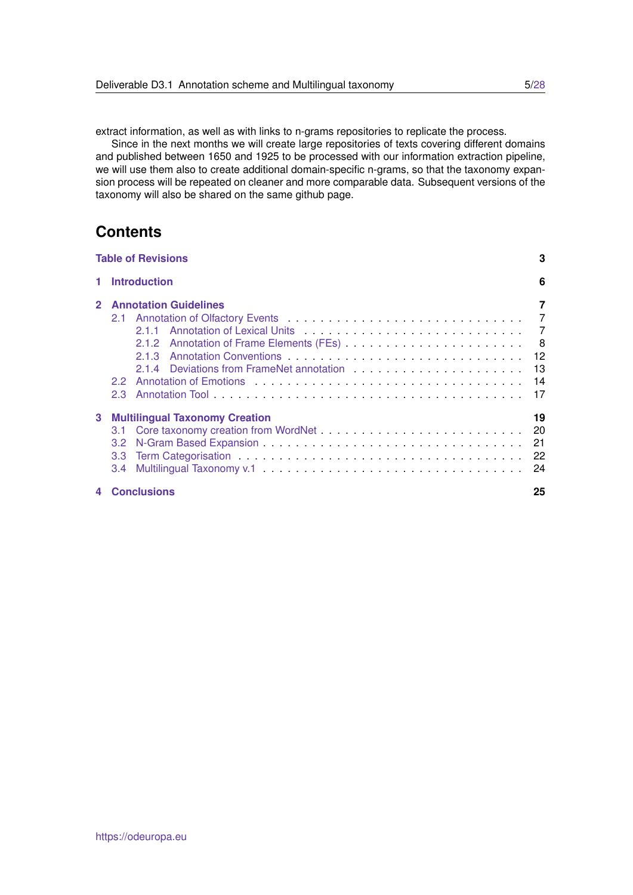extract information, as well as with links to n-grams repositories to replicate the process.

Since in the next months we will create large repositories of texts covering different domains and published between 1650 and 1925 to be processed with our information extraction pipeline, we will use them also to create additional domain-specific n-grams, so that the taxonomy expansion process will be repeated on cleaner and more comparable data. Subsequent versions of the taxonomy will also be shared on the same github page.

# Contents

**Table of Revisions** — 3

**1 Introduction** — 6

**2 Annotation Guidelines** — 7
- 2.1 Annotation of Olfactory Events — 7
  - 2.1.1 Annotation of Lexical Units — 7
  - 2.1.2 Annotation of Frame Elements (FEs) — 8
  - 2.1.3 Annotation Conventions — 12
  - 2.1.4 Deviations from FrameNet annotation — 13
- 2.2 Annotation of Emotions — 14
- 2.3 Annotation Tool — 17

**3 Multilingual Taxonomy Creation** — 19
- 3.1 Core taxonomy creation from WordNet — 20
- 3.2 N-Gram Based Expansion — 21
- 3.3 Term Categorisation — 22
- 3.4 Multilingual Taxonomy v.1 — 24

**4 Conclusions** — 25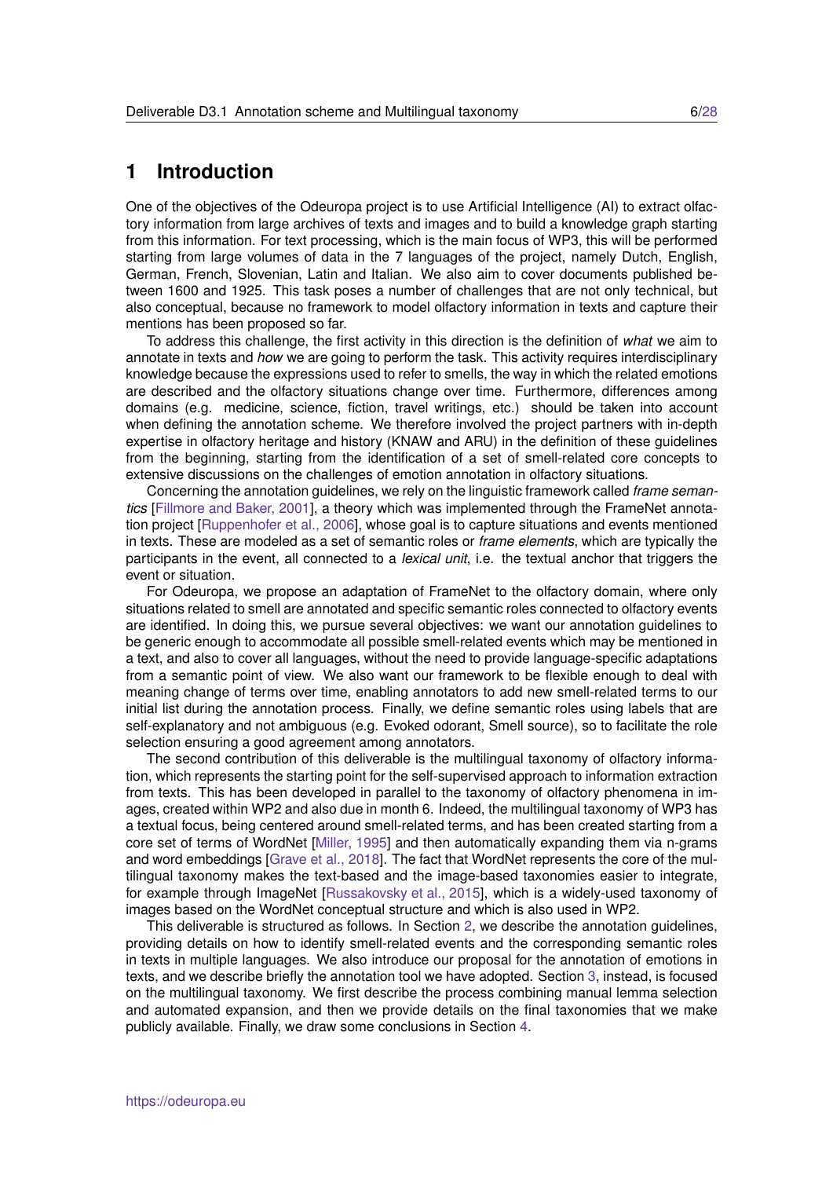# 1 Introduction

One of the objectives of the Odeuropa project is to use Artificial Intelligence (AI) to extract olfactory information from large archives of texts and images and to build a knowledge graph starting from this information. For text processing, which is the main focus of WP3, this will be performed starting from large volumes of data in the 7 languages of the project, namely Dutch, English, German, French, Slovenian, Latin and Italian. We also aim to cover documents published between 1600 and 1925. This task poses a number of challenges that are not only technical, but also conceptual, because no framework to model olfactory information in texts and capture their mentions has been proposed so far.

To address this challenge, the first activity in this direction is the definition of *what* we aim to annotate in texts and *how* we are going to perform the task. This activity requires interdisciplinary knowledge because the expressions used to refer to smells, the way in which the related emotions are described and the olfactory situations change over time. Furthermore, differences among domains (e.g. medicine, science, fiction, travel writings, etc.) should be taken into account when defining the annotation scheme. We therefore involved the project partners with in-depth expertise in olfactory heritage and history (KNAW and ARU) in the definition of these guidelines from the beginning, starting from the identification of a set of smell-related core concepts to extensive discussions on the challenges of emotion annotation in olfactory situations.

Concerning the annotation guidelines, we rely on the linguistic framework called *frame semantics* [Fillmore and Baker, 2001], a theory which was implemented through the FrameNet annotation project [Ruppenhofer et al., 2006], whose goal is to capture situations and events mentioned in texts. These are modeled as a set of semantic roles or *frame elements*, which are typically the participants in the event, all connected to a *lexical unit*, i.e. the textual anchor that triggers the event or situation.

For Odeuropa, we propose an adaptation of FrameNet to the olfactory domain, where only situations related to smell are annotated and specific semantic roles connected to olfactory events are identified. In doing this, we pursue several objectives: we want our annotation guidelines to be generic enough to accommodate all possible smell-related events which may be mentioned in a text, and also to cover all languages, without the need to provide language-specific adaptations from a semantic point of view. We also want our framework to be flexible enough to deal with meaning change of terms over time, enabling annotators to add new smell-related terms to our initial list during the annotation process. Finally, we define semantic roles using labels that are self-explanatory and not ambiguous (e.g. Evoked odorant, Smell source), so to facilitate the role selection ensuring a good agreement among annotators.

The second contribution of this deliverable is the multilingual taxonomy of olfactory information, which represents the starting point for the self-supervised approach to information extraction from texts. This has been developed in parallel to the taxonomy of olfactory phenomena in images, created within WP2 and also due in month 6. Indeed, the multilingual taxonomy of WP3 has a textual focus, being centered around smell-related terms, and has been created starting from a core set of terms of WordNet [Miller, 1995] and then automatically expanding them via n-grams and word embeddings [Grave et al., 2018]. The fact that WordNet represents the core of the multilingual taxonomy makes the text-based and the image-based taxonomies easier to integrate, for example through ImageNet [Russakovsky et al., 2015], which is a widely-used taxonomy of images based on the WordNet conceptual structure and which is also used in WP2.

This deliverable is structured as follows. In Section 2, we describe the annotation guidelines, providing details on how to identify smell-related events and the corresponding semantic roles in texts in multiple languages. We also introduce our proposal for the annotation of emotions in texts, and we describe briefly the annotation tool we have adopted. Section 3, instead, is focused on the multilingual taxonomy. We first describe the process combining manual lemma selection and automated expansion, and then we provide details on the final taxonomies that we make publicly available. Finally, we draw some conclusions in Section 4.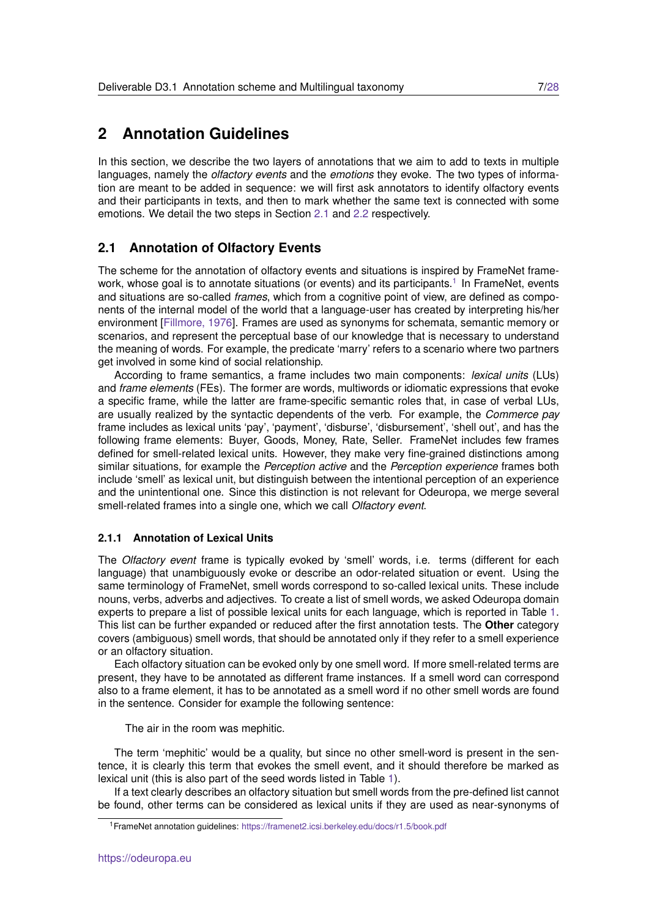# 2 Annotation Guidelines

In this section, we describe the two layers of annotations that we aim to add to texts in multiple languages, namely the *olfactory events* and the *emotions* they evoke. The two types of information are meant to be added in sequence: we will first ask annotators to identify olfactory events and their participants in texts, and then to mark whether the same text is connected with some emotions. We detail the two steps in Section 2.1 and 2.2 respectively.

## 2.1 Annotation of Olfactory Events

The scheme for the annotation of olfactory events and situations is inspired by FrameNet framework, whose goal is to annotate situations (or events) and its participants.[1] In FrameNet, events and situations are so-called *frames*, which from a cognitive point of view, are defined as components of the internal model of the world that a language-user has created by interpreting his/her environment [Fillmore, 1976]. Frames are used as synonyms for schemata, semantic memory or scenarios, and represent the perceptual base of our knowledge that is necessary to understand the meaning of words. For example, the predicate 'marry' refers to a scenario where two partners get involved in some kind of social relationship.

According to frame semantics, a frame includes two main components: *lexical units* (LUs) and *frame elements* (FEs). The former are words, multiwords or idiomatic expressions that evoke a specific frame, while the latter are frame-specific semantic roles that, in case of verbal LUs, are usually realized by the syntactic dependents of the verb. For example, the *Commerce pay* frame includes as lexical units 'pay', 'payment', 'disburse', 'disbursement', 'shell out', and has the following frame elements: Buyer, Goods, Money, Rate, Seller. FrameNet includes few frames defined for smell-related lexical units. However, they make very fine-grained distinctions among similar situations, for example the *Perception active* and the *Perception experience* frames both include 'smell' as lexical unit, but distinguish between the intentional perception of an experience and the unintentional one. Since this distinction is not relevant for Odeuropa, we merge several smell-related frames into a single one, which we call *Olfactory event*.

### 2.1.1 Annotation of Lexical Units

The *Olfactory event* frame is typically evoked by 'smell' words, i.e. terms (different for each language) that unambiguously evoke or describe an odor-related situation or event. Using the same terminology of FrameNet, smell words correspond to so-called lexical units. These include nouns, verbs, adverbs and adjectives. To create a list of smell words, we asked Odeuropa domain experts to prepare a list of possible lexical units for each language, which is reported in Table 1. This list can be further expanded or reduced after the first annotation tests. The **Other** category covers (ambiguous) smell words, that should be annotated only if they refer to a smell experience or an olfactory situation.

Each olfactory situation can be evoked only by one smell word. If more smell-related terms are present, they have to be annotated as different frame instances. If a smell word can correspond also to a frame element, it has to be annotated as a smell word if no other smell words are found in the sentence. Consider for example the following sentence:

> The air in the room was mephitic.

The term 'mephitic' would be a quality, but since no other smell-word is present in the sentence, it is clearly this term that evokes the smell event, and it should therefore be marked as lexical unit (this is also part of the seed words listed in Table 1).

If a text clearly describes an olfactory situation but smell words from the pre-defined list cannot be found, other terms can be considered as lexical units if they are used as near-synonyms of

[1] FrameNet annotation guidelines: https://framenet2.icsi.berkeley.edu/docs/r1.5/book.pdf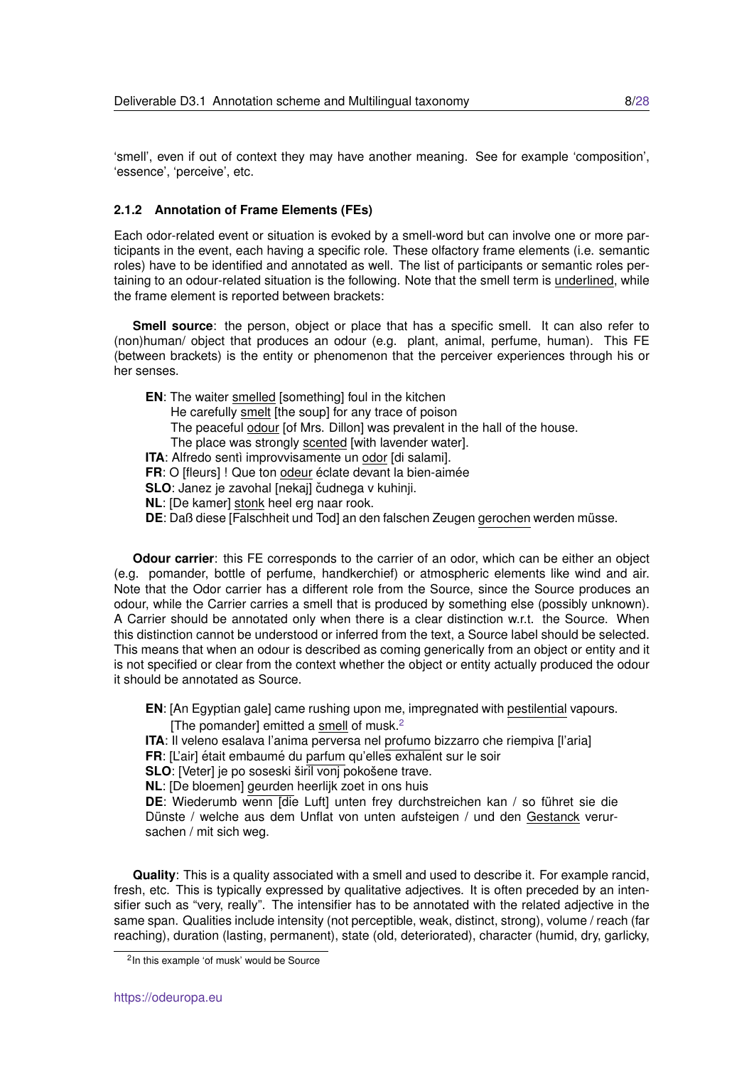'smell', even if out of context they may have another meaning. See for example 'composition', 'essence', 'perceive', etc.

### 2.1.2 Annotation of Frame Elements (FEs)

Each odor-related event or situation is evoked by a smell-word but can involve one or more participants in the event, each having a specific role. These olfactory frame elements (i.e. semantic roles) have to be identified and annotated as well. The list of participants or semantic roles pertaining to an odour-related situation is the following. Note that the smell term is underlined, while the frame element is reported between brackets:

**Smell source**: the person, object or place that has a specific smell. It can also refer to (non)human/ object that produces an odour (e.g. plant, animal, perfume, human). This FE (between brackets) is the entity or phenomenon that the perceiver experiences through his or her senses.

**EN**: The waiter <u>smelled</u> [something] foul in the kitchen
He carefully <u>smelt</u> [the soup] for any trace of poison
The peaceful <u>odour</u> [of Mrs. Dillon] was prevalent in the hall of the house.
The place was strongly <u>scented</u> [with lavender water].
**ITA**: Alfredo sentì improvvisamente un <u>odor</u> [di salami].
**FR**: O [fleurs] ! Que ton <u>odeur</u> éclate devant la bien-aimée
**SLO**: Janez je zavohal [nekaj] čudnega v kuhinji.
**NL**: [De kamer] <u>stonk</u> heel erg naar rook.
**DE**: Daß diese [Falschheit und Tod] an den falschen Zeugen <u>gerochen</u> werden müsse.

**Odour carrier**: this FE corresponds to the carrier of an odor, which can be either an object (e.g. pomander, bottle of perfume, handkerchief) or atmospheric elements like wind and air. Note that the Odor carrier has a different role from the Source, since the Source produces an odour, while the Carrier carries a smell that is produced by something else (possibly unknown). A Carrier should be annotated only when there is a clear distinction w.r.t. the Source. When this distinction cannot be understood or inferred from the text, a Source label should be selected. This means that when an odour is described as coming generically from an object or entity and it is not specified or clear from the context whether the object or entity actually produced the odour it should be annotated as Source.

**EN**: [An Egyptian gale] came rushing upon me, impregnated with <u>pestilential</u> vapours.
[The pomander] emitted a <u>smell</u> of musk.[2]
**ITA**: Il veleno esalava l'anima perversa nel <u>profumo</u> bizzarro che riempiva [l'aria]
**FR**: [L'air] était embaumé du <u>parfum</u> qu'elles <u>exhalent</u> sur le soir
**SLO**: [Veter] je po soseski <u>širil vonj</u> pokošene trave.
**NL**: [De bloemen] <u>geurden</u> heerlijk zoet in ons huis
**DE**: Wiederumb wenn [die Luft] unten frey durchstreichen kan / so führet sie die Dünste / welche aus dem Unflat von unten aufsteigen / und den <u>Gestanck</u> verursachen / mit sich weg.

**Quality**: This is a quality associated with a smell and used to describe it. For example rancid, fresh, etc. This is typically expressed by qualitative adjectives. It is often preceded by an intensifier such as "very, really". The intensifier has to be annotated with the related adjective in the same span. Qualities include intensity (not perceptible, weak, distinct, strong), volume / reach (far reaching), duration (lasting, permanent), state (old, deteriorated), character (humid, dry, garlicky,

[2] In this example 'of musk' would be Source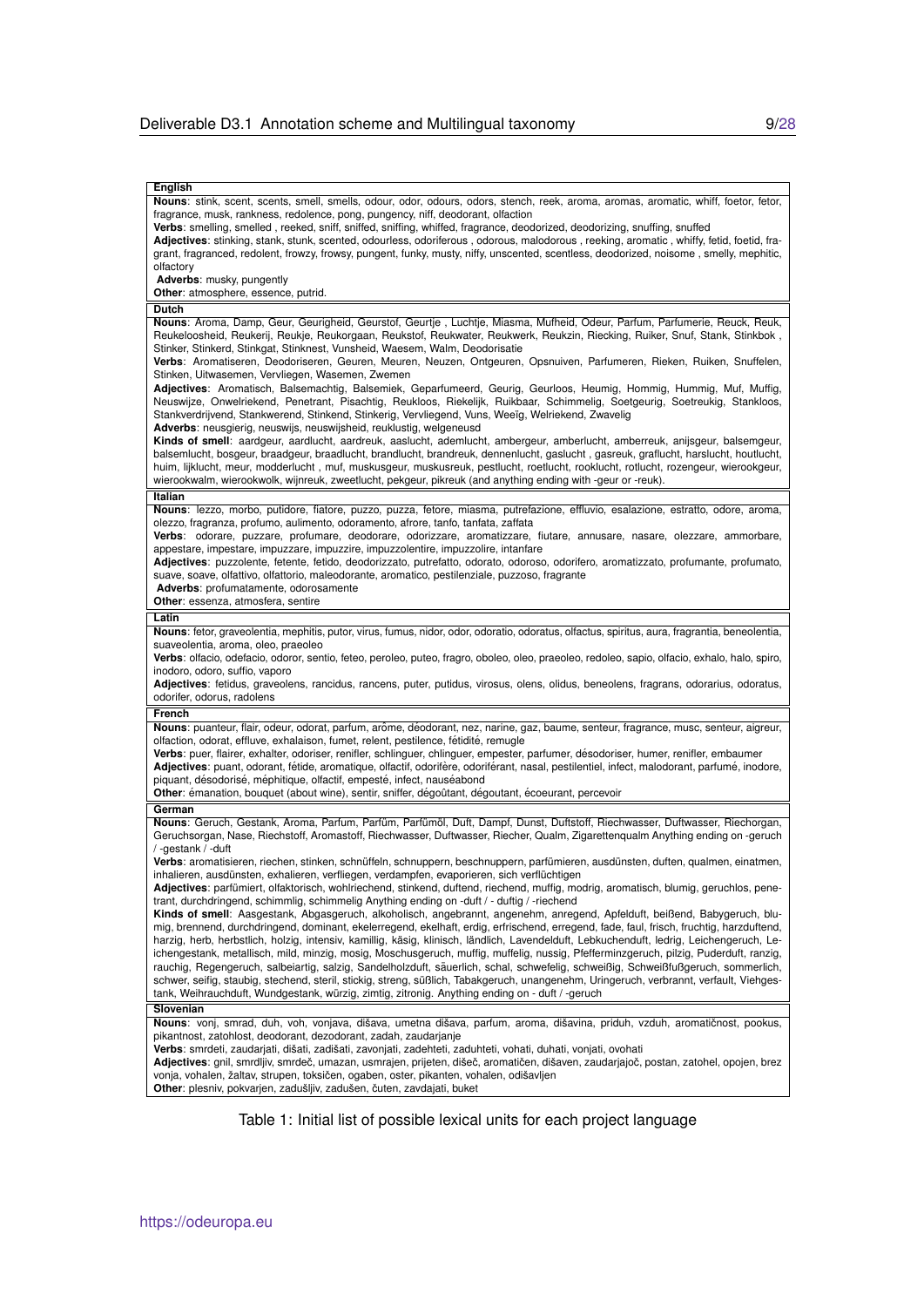| English |
|---|
| **Nouns**: stink, scent, scents, smell, smells, odour, odor, odours, odors, stench, reek, aroma, aromas, aromatic, whiff, foetor, fetor, fragrance, musk, rankness, redolence, pong, pungency, niff, deodorant, olfaction<br>**Verbs**: smelling, smelled , reeked, sniff, sniffed, sniffing, whiffed, fragrance, deodorized, deodorizing, snuffing, snuffed<br>**Adjectives**: stinking, stank, stunk, scented, odourless, odoriferous , odorous, malodorous , reeking, aromatic , whiffy, fetid, foetid, fragrant, fragranced, redolent, frowzy, frowsy, pungent, funky, musty, niffy, unscented, scentless, deodorized, noisome , smelly, mephitic, olfactory<br>**Adverbs**: musky, pungently<br>**Other**: atmosphere, essence, putrid. |
| **Dutch** |
| **Nouns**: Aroma, Damp, Geur, Geurigheid, Geurstof, Geurtje , Luchtje, Miasma, Mufheid, Odeur, Parfum, Parfumerie, Reuck, Reuk, Reukeloosheid, Reukerij, Reukje, Reukorgaan, Reukstof, Reukwater, Reukwerk, Reukzin, Riecking, Ruiker, Snuf, Stank, Stinkbok , Stinker, Stinkerd, Stinkgat, Stinknest, Vunsheid, Waesem, Walm, Deodorisatie<br>**Verbs**: Aromatiseren, Deodoriseren, Geuren, Meuren, Neuzen, Ontgeuren, Opsnuiven, Parfumeren, Rieken, Ruiken, Snuffelen, Stinken, Uitwasemen, Vervliegen, Wasemen, Zwemen<br>**Adjectives**: Aromatisch, Balsemachtig, Balsemiek, Geparfumeerd, Geurig, Geurloos, Heumig, Hommig, Hummig, Muf, Muffig, Neuswijze, Onwelriekend, Penetrant, Pisachtig, Reukloos, Riekelijk, Ruikbaar, Schimmelig, Soetgeurig, Soetreukig, Stankloos, Stankverdrijvend, Stankwerend, Stinkend, Stinkerig, Vervliegend, Vuns, Weeïg, Welriekend, Zwavelig<br>**Adverbs**: neusgierig, neuswijs, neuswijsheid, reuklustig, welgeneusd<br>**Kinds of smell**: aardgeur, aardlucht, aardreuk, aaslucht, ademlucht, ambergeur, amberlucht, amberreuk, anijsgeur, balsemgeur, balsemlucht, bosgeur, braadgeur, braadlucht, brandlucht, brandreuk, dennenlucht, gaslucht , gasreuk, graflucht, harslucht, houtlucht, huim, lijklucht, meur, modderlucht , muf, muskusgeur, muskusreuk, pestlucht, roetlucht, rooklucht, rotlucht, rozengeur, wierookgeur, wierookwalm, wierookwolk, wijnreuk, zweetlucht, pekgeur, pikreuk (and anything ending with -geur or -reuk). |
| **Italian** |
| **Nouns**: lezzo, morbo, putidore, fiatore, puzzo, puzza, fetore, miasma, putrefazione, effluvio, esalazione, estratto, odore, aroma, olezzo, fragranza, profumo, aulimento, odoramento, afrore, tanfo, tanfata, zaffata<br>**Verbs**: odorare, puzzare, profumare, deodorare, odorizzare, aromatizzare, fiutare, annusare, nasare, olezzare, ammorbare, appestare, impestare, impuzzare, impuzzire, impuzzolentire, impuzzolire, intanfare<br>**Adjectives**: puzzolente, fetente, fetido, deodorizzato, putrefatto, odorato, odoroso, odorifero, aromatizzato, profumante, profumato, suave, soave, olfattivo, olfattorio, maleodorante, aromatico, pestilenziale, puzzoso, fragrante<br>**Adverbs**: profumatamente, odorosamente<br>**Other**: essenza, atmosfera, sentire |
| **Latin** |
| **Nouns**: fetor, graveolentia, mephitis, putor, virus, fumus, nidor, odor, odoratio, odoratus, olfactus, spiritus, aura, fragrantia, beneolentia, suaveolentia, aroma, oleo, praeoleo<br>**Verbs**: olfacio, odefacio, odoror, sentio, feteo, peroleo, puteo, fragro, oboleo, oleo, praeoleo, redoleo, sapio, olfacio, exhalo, halo, spiro, inodoro, odoro, suffio, vaporo<br>**Adjectives**: fetidus, graveolens, rancidus, rancens, puter, putidus, virosus, olens, olidus, beneolens, fragrans, odorarius, odoratus, odorifer, odorus, radolens |
| **French** |
| **Nouns**: puanteur, flair, odeur, odorat, parfum, arôme, déodorant, nez, narine, gaz, baume, senteur, fragrance, musc, senteur, aigreur, olfaction, odorat, effluve, exhalaison, fumet, relent, pestilence, fétidité, remugle<br>**Verbs**: puer, flairer, exhalter, odoriser, renifler, schlinguer, chlinguer, empester, parfumer, désodoriser, humer, renifler, embaumer<br>**Adjectives**: puant, odorant, fétide, aromatique, olfactif, odorifère, odoriférant, nasal, pestilentiel, infect, malodorant, parfumé, inodore, piquant, désodorisé, méphitique, olfactif, empesté, infect, nauséabond<br>**Other**: émanation, bouquet (about wine), sentir, sniffer, dégoûtant, dégoutant, écoeurant, percevoir |
| **German** |
| **Nouns**: Geruch, Gestank, Aroma, Parfum, Parfüm, Parfümöl, Duft, Dampf, Dunst, Duftstoff, Riechwasser, Duftwasser, Riechorgan, Geruchsorgan, Nase, Riechstoff, Aromastoff, Riechwasser, Duftwasser, Riecher, Qualm, Zigarettenqualm Anything ending on -geruch / -gestank / -duft<br>**Verbs**: aromatisieren, riechen, stinken, schnüffeln, schnuppern, beschnuppern, parfümieren, ausdünsten, duften, qualmen, einatmen, inhalieren, ausdünsten, exhalieren, verfliegen, verdampfen, evaporieren, sich verflüchtigen<br>**Adjectives**: parfümiert, olfaktorisch, wohlriechend, stinkend, duftend, riechend, muffig, modrig, aromatisch, blumig, geruchlos, penetrant, durchdringend, schimmlig, schimmelig Anything ending on -duft / - duftig / -riechend<br>**Kinds of smell**: Aasgestank, Abgasgeruch, alkoholisch, angebrannt, angenehm, anregend, Apfelduft, beißend, Babygeruch, blumig, brennend, durchdringend, dominant, ekelerregend, ekelhaft, erdig, erfrischend, erregend, fade, faul, frisch, fruchtig, harzduftend, harzig, herb, herbstlich, holzig, intensiv, kamillig, käsig, klinisch, ländlich, Lavendelduft, Lebkuchenduft, ledrig, Leichengeruch, Leichengestank, metallisch, mild, minzig, mosig, Moschusgeruch, muffig, muffelig, nussig, Pfefferminzgeruch, pilzig, Puderduft, ranzig, rauchig, Regengeruch, salbeiartig, salzig, Sandelholzduft, säuerlich, schal, schwefelig, schweißig, Schweißfußgeruch, sommerlich, schwer, seifig, staubig, stechend, steril, stickig, streng, süßlich, Tabakgeruch, unangenehm, Uringeruch, verbrannt, verfault, Viehgestank, Weihrauchduft, Wundgestank, würzig, zimtig, zitronig. Anything ending on - duft / -geruch |
| **Slovenian** |
| **Nouns**: vonj, smrad, duh, voh, vonjava, dišava, umetna dišava, parfum, aroma, dišavina, priduh, vzduh, aromatičnost, pookus, pikantnost, zatohlost, deodorant, dezodorant, zadah, zaudarjanje<br>**Verbs**: smrdeti, zaudarjati, dišati, zadišati, zavonjati, zadehteti, zaduhteti, vohati, duhati, vonjati, ovohati<br>**Adjectives**: gnil, smrdljiv, smrdeč, umazan, usmrajen, prijeten, dišeč, aromatičen, dišaven, zaudarjajoč, postan, zatohel, opojen, brez vonja, vohalen, žaltav, strupen, toksičen, ogaben, oster, pikanten, vohalen, odišavljen<br>**Other**: plesniv, pokvarjen, zadušljiv, zadušen, čuten, zavdajati, buket |

Table 1: Initial list of possible lexical units for each project language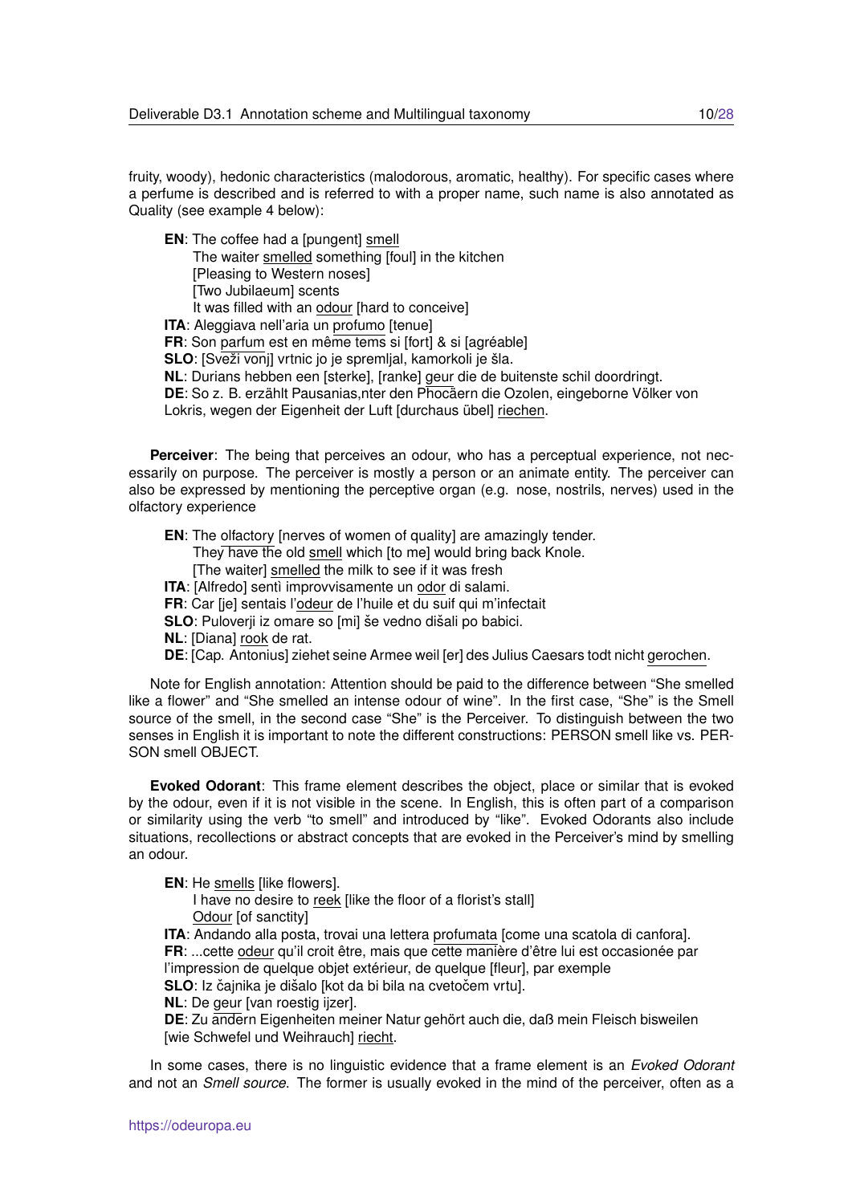fruity, woody), hedonic characteristics (malodorous, aromatic, healthy). For specific cases where a perfume is described and is referred to with a proper name, such name is also annotated as Quality (see example 4 below):

**EN**: The coffee had a [pungent] smell
The waiter smelled something [foul] in the kitchen
[Pleasing to Western noses]
[Two Jubilaeum] scents
It was filled with an odour [hard to conceive]
**ITA**: Aleggiava nell'aria un profumo [tenue]
**FR**: Son parfum est en même tems si [fort] & si [agréable]
**SLO**: [Sveži vonj] vrtnic jo je spremljal, kamorkoli je šla.
**NL**: Durians hebben een [sterke], [ranke] geur die de buitenste schil doordringt.
**DE**: So z. B. erzählt Pausanias,nter den Phocäern die Ozolen, eingeborne Völker von Lokris, wegen der Eigenheit der Luft [durchaus übel] riechen.

**Perceiver**: The being that perceives an odour, who has a perceptual experience, not necessarily on purpose. The perceiver is mostly a person or an animate entity. The perceiver can also be expressed by mentioning the perceptive organ (e.g. nose, nostrils, nerves) used in the olfactory experience

**EN**: The olfactory [nerves of women of quality] are amazingly tender.
They have the old smell which [to me] would bring back Knole.
[The waiter] smelled the milk to see if it was fresh
**ITA**: [Alfredo] sentì improvvisamente un odor di salami.
**FR**: Car [je] sentais l'odeur de l'huile et du suif qui m'infectait
**SLO**: Puloverji iz omare so [mi] še vedno dišali po babici.
**NL**: [Diana] rook de rat.
**DE**: [Cap. Antonius] ziehet seine Armee weil [er] des Julius Caesars todt nicht gerochen.

Note for English annotation: Attention should be paid to the difference between "She smelled like a flower" and "She smelled an intense odour of wine". In the first case, "She" is the Smell source of the smell, in the second case "She" is the Perceiver. To distinguish between the two senses in English it is important to note the different constructions: PERSON smell like vs. PERSON smell OBJECT.

**Evoked Odorant**: This frame element describes the object, place or similar that is evoked by the odour, even if it is not visible in the scene. In English, this is often part of a comparison or similarity using the verb "to smell" and introduced by "like". Evoked Odorants also include situations, recollections or abstract concepts that are evoked in the Perceiver's mind by smelling an odour.

**EN**: He smells [like flowers].
I have no desire to reek [like the floor of a florist's stall]
Odour [of sanctity]
**ITA**: Andando alla posta, trovai una lettera profumata [come una scatola di canfora].
**FR**: ...cette odeur qu'il croit être, mais que cette manière d'être lui est occasionée par l'impression de quelque objet extérieur, de quelque [fleur], par exemple
**SLO**: Iz čajnika je dišalo [kot da bi bila na cvetočem vrtu].
**NL**: De geur [van roestig ijzer].
**DE**: Zu andern Eigenheiten meiner Natur gehört auch die, daß mein Fleisch bisweilen [wie Schwefel und Weihrauch] riecht.

In some cases, there is no linguistic evidence that a frame element is an *Evoked Odorant* and not an *Smell source*. The former is usually evoked in the mind of the perceiver, often as a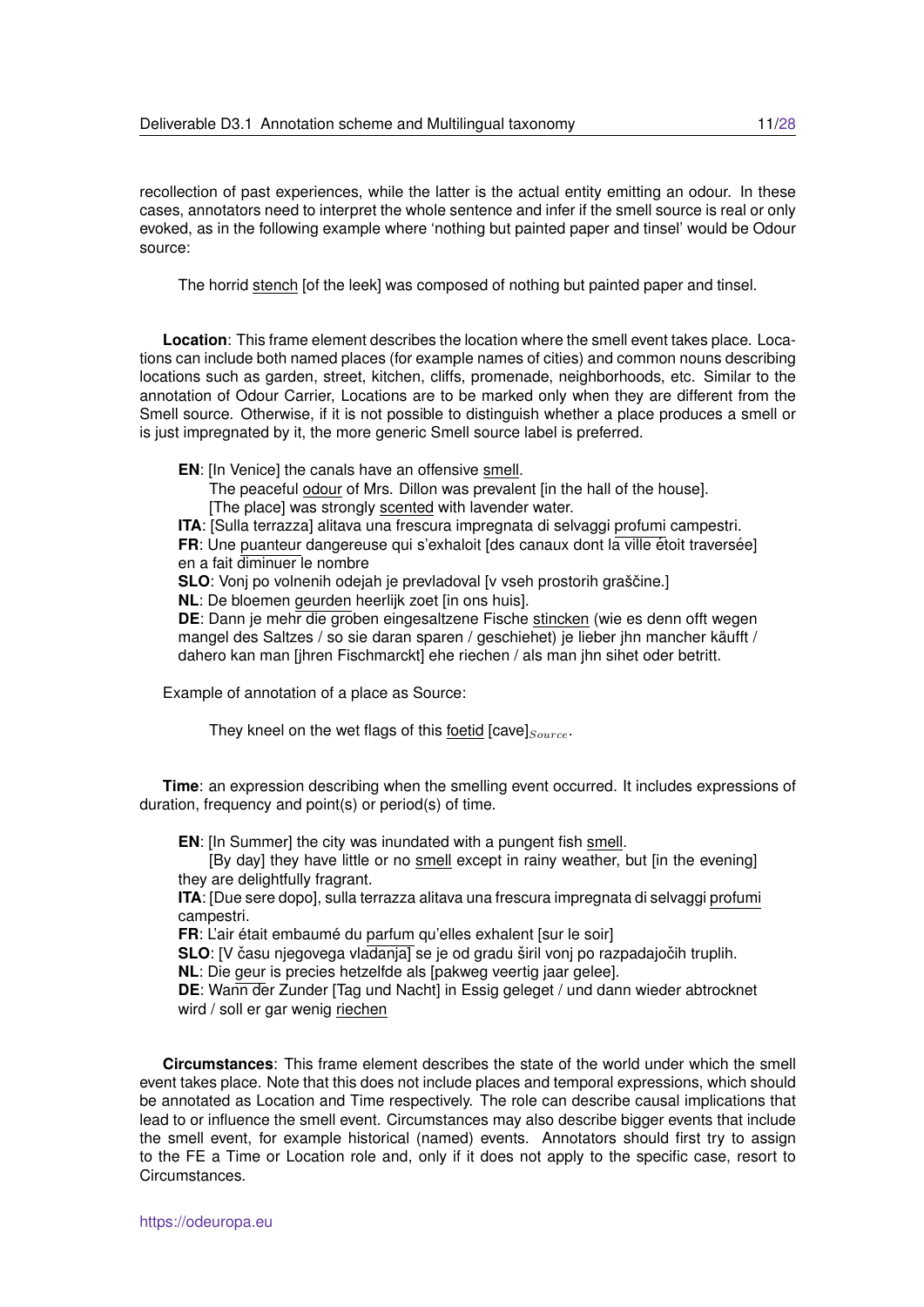recollection of past experiences, while the latter is the actual entity emitting an odour. In these cases, annotators need to interpret the whole sentence and infer if the smell source is real or only evoked, as in the following example where 'nothing but painted paper and tinsel' would be Odour source:

> The horrid stench [of the leek] was composed of nothing but painted paper and tinsel.

**Location**: This frame element describes the location where the smell event takes place. Locations can include both named places (for example names of cities) and common nouns describing locations such as garden, street, kitchen, cliffs, promenade, neighborhoods, etc. Similar to the annotation of Odour Carrier, Locations are to be marked only when they are different from the Smell source. Otherwise, if it is not possible to distinguish whether a place produces a smell or is just impregnated by it, the more generic Smell source label is preferred.

> **EN**: [In Venice] the canals have an offensive smell.
> The peaceful odour of Mrs. Dillon was prevalent [in the hall of the house].
> [The place] was strongly scented with lavender water.
> **ITA**: [Sulla terrazza] alitava una frescura impregnata di selvaggi profumi campestri.
> **FR**: Une puanteur dangereuse qui s'exhaloit [des canaux dont la ville étoit traversée] en a fait diminuer le nombre
> **SLO**: Vonj po volnenih odejah je prevladoval [v vseh prostorih graščine.]
> **NL**: De bloemen geurden heerlijk zoet [in ons huis].
> **DE**: Dann je mehr die groben eingesaltzene Fische stincken (wie es denn offt wegen mangel des Saltzes / so sie daran sparen / geschiehet) je lieber jhn mancher käufft / dahero kan man [jhren Fischmarckt] ehe riechen / als man jhn sihet oder betritt.

Example of annotation of a place as Source:

> They kneel on the wet flags of this foetid [cave]$_{Source}$.

**Time**: an expression describing when the smelling event occurred. It includes expressions of duration, frequency and point(s) or period(s) of time.

> **EN**: [In Summer] the city was inundated with a pungent fish smell.
> [By day] they have little or no smell except in rainy weather, but [in the evening] they are delightfully fragrant.
> **ITA**: [Due sere dopo], sulla terrazza alitava una frescura impregnata di selvaggi profumi campestri.
> **FR**: L'air était embaumé du parfum qu'elles exhalent [sur le soir]
> **SLO**: [V času njegovega vladanja] se je od gradu širil vonj po razpadajočih truplih.
> **NL**: Die geur is precies hetzelfde als [pakweg veertig jaar gelee].
> **DE**: Wann der Zunder [Tag und Nacht] in Essig geleget / und dann wieder abtrocknet wird / soll er gar wenig riechen

**Circumstances**: This frame element describes the state of the world under which the smell event takes place. Note that this does not include places and temporal expressions, which should be annotated as Location and Time respectively. The role can describe causal implications that lead to or influence the smell event. Circumstances may also describe bigger events that include the smell event, for example historical (named) events. Annotators should first try to assign to the FE a Time or Location role and, only if it does not apply to the specific case, resort to Circumstances.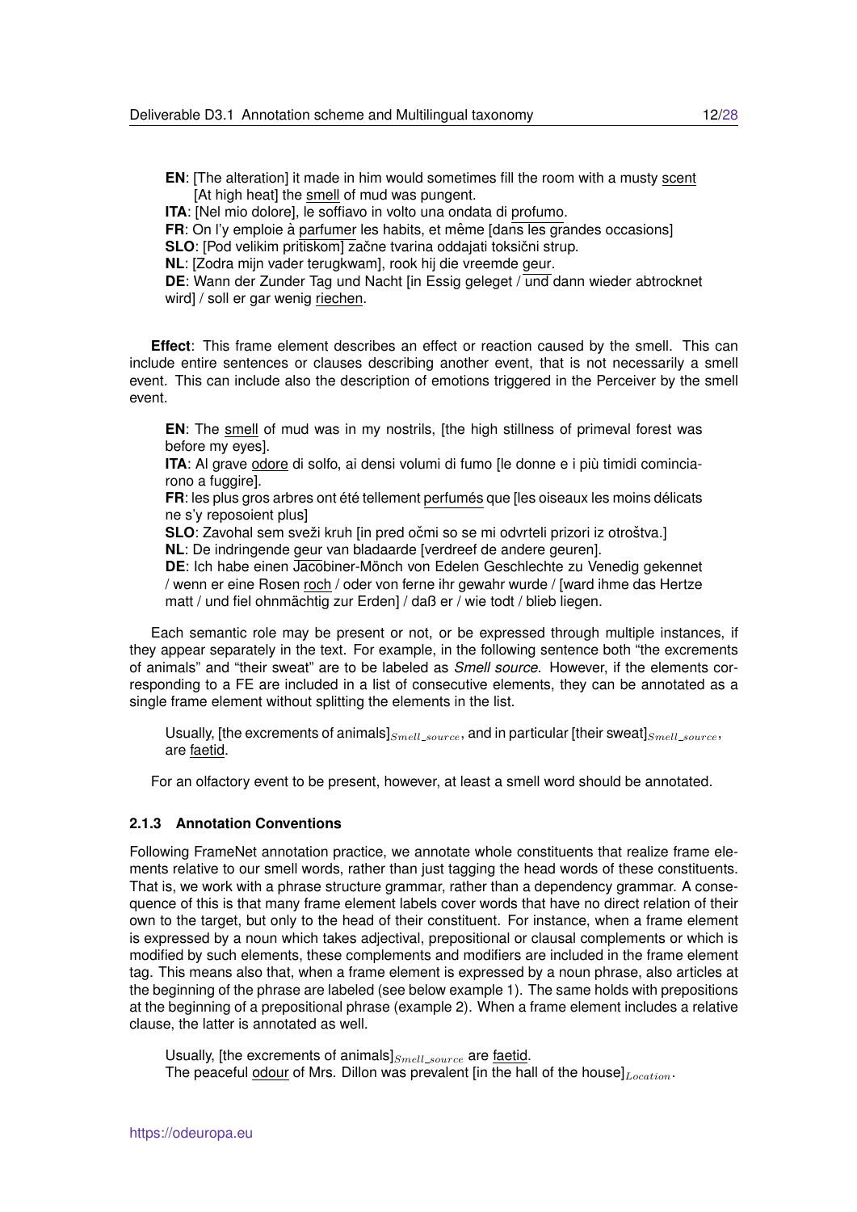**EN**: [The alteration] it made in him would sometimes fill the room with a musty <u>scent</u>
[At high heat] the <u>smell</u> of mud was pungent.
**ITA**: [Nel mio dolore], le soffiavo in volto una ondata di <u>profumo</u>.
**FR**: On l'y emploie à <u>parfumer</u> les habits, et même [dans les grandes occasions]
**SLO**: [Pod velikim pritiskom] začne tvarina oddajati toksični <u>strup</u>.
**NL**: [Zodra mijn vader terugkwam], rook hij die vreemde <u>geur</u>.
**DE**: Wann der Zunder Tag und Nacht [in Essig geleget / und dann wieder abtrocknet wird] / soll er gar wenig <u>riechen</u>.

**Effect**: This frame element describes an effect or reaction caused by the smell. This can include entire sentences or clauses describing another event, that is not necessarily a smell event. This can include also the description of emotions triggered in the Perceiver by the smell event.

**EN**: The <u>smell</u> of mud was in my nostrils, [the high stillness of primeval forest was before my eyes].
**ITA**: Al grave <u>odore</u> di solfo, ai densi volumi di fumo [le donne e i più timidi cominciarono a fuggire].
**FR**: les plus gros arbres ont été tellement <u>perfumés</u> que [les oiseaux les moins délicats ne s'y reposoient plus]
**SLO**: Zavohal sem sveži kruh [in pred očmi so se mi odvrteli prizori iz otroštva.]
**NL**: De indringende <u>geur</u> van bladaarde [verdreef de andere geuren].
**DE**: Ich habe einen Jacobiner-Mönch von Edelen Geschlechte zu Venedig gekennet / wenn er eine Rosen <u>roch</u> / oder von ferne ihr gewahr wurde / [ward ihme das Hertze matt / und fiel ohnmächtig zur Erden] / daß er / wie todt / blieb liegen.

Each semantic role may be present or not, or be expressed through multiple instances, if they appear separately in the text. For example, in the following sentence both "the excrements of animals" and "their sweat" are to be labeled as *Smell source*. However, if the elements corresponding to a FE are included in a list of consecutive elements, they can be annotated as a single frame element without splitting the elements in the list.

Usually, [the excrements of animals]$_{Smell\_source}$, and in particular [their sweat]$_{Smell\_source}$, are <u>faetid</u>.

For an olfactory event to be present, however, at least a smell word should be annotated.

### 2.1.3 Annotation Conventions

Following FrameNet annotation practice, we annotate whole constituents that realize frame elements relative to our smell words, rather than just tagging the head words of these constituents. That is, we work with a phrase structure grammar, rather than a dependency grammar. A consequence of this is that many frame element labels cover words that have no direct relation of their own to the target, but only to the head of their constituent. For instance, when a frame element is expressed by a noun which takes adjectival, prepositional or clausal complements or which is modified by such elements, these complements and modifiers are included in the frame element tag. This means also that, when a frame element is expressed by a noun phrase, also articles at the beginning of the phrase are labeled (see below example 1). The same holds with prepositions at the beginning of a prepositional phrase (example 2). When a frame element includes a relative clause, the latter is annotated as well.

Usually, [the excrements of animals]$_{Smell\_source}$ are <u>faetid</u>.
The peaceful <u>odour</u> of Mrs. Dillon was prevalent [in the hall of the house]$_{Location}$.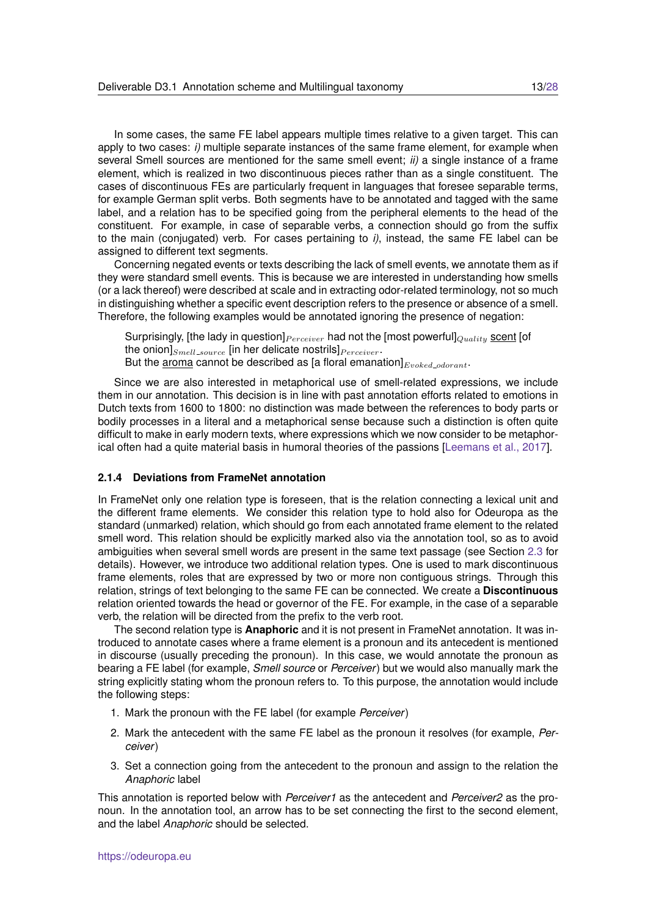In some cases, the same FE label appears multiple times relative to a given target. This can apply to two cases: *i)* multiple separate instances of the same frame element, for example when several Smell sources are mentioned for the same smell event; *ii)* a single instance of a frame element, which is realized in two discontinuous pieces rather than as a single constituent. The cases of discontinuous FEs are particularly frequent in languages that foresee separable terms, for example German split verbs. Both segments have to be annotated and tagged with the same label, and a relation has to be specified going from the peripheral elements to the head of the constituent. For example, in case of separable verbs, a connection should go from the suffix to the main (conjugated) verb. For cases pertaining to *i)*, instead, the same FE label can be assigned to different text segments.

Concerning negated events or texts describing the lack of smell events, we annotate them as if they were standard smell events. This is because we are interested in understanding how smells (or a lack thereof) were described at scale and in extracting odor-related terminology, not so much in distinguishing whether a specific event description refers to the presence or absence of a smell. Therefore, the following examples would be annotated ignoring the presence of negation:

> Surprisingly, [the lady in question]$_{Perceiver}$ had not the [most powerful]$_{Quality}$ <u>scent</u> [of the onion]$_{Smell\_source}$ [in her delicate nostrils]$_{Perceiver}$.
> But the <u>aroma</u> cannot be described as [a floral emanation]$_{Evoked\_odorant}$.

Since we are also interested in metaphorical use of smell-related expressions, we include them in our annotation. This decision is in line with past annotation efforts related to emotions in Dutch texts from 1600 to 1800: no distinction was made between the references to body parts or bodily processes in a literal and a metaphorical sense because such a distinction is often quite difficult to make in early modern texts, where expressions which we now consider to be metaphorical often had a quite material basis in humoral theories of the passions [Leemans et al., 2017].

#### 2.1.4 Deviations from FrameNet annotation

In FrameNet only one relation type is foreseen, that is the relation connecting a lexical unit and the different frame elements. We consider this relation type to hold also for Odeuropa as the standard (unmarked) relation, which should go from each annotated frame element to the related smell word. This relation should be explicitly marked also via the annotation tool, so as to avoid ambiguities when several smell words are present in the same text passage (see Section 2.3 for details). However, we introduce two additional relation types. One is used to mark discontinuous frame elements, roles that are expressed by two or more non contiguous strings. Through this relation, strings of text belonging to the same FE can be connected. We create a **Discontinuous** relation oriented towards the head or governor of the FE. For example, in the case of a separable verb, the relation will be directed from the prefix to the verb root.

The second relation type is **Anaphoric** and it is not present in FrameNet annotation. It was introduced to annotate cases where a frame element is a pronoun and its antecedent is mentioned in discourse (usually preceding the pronoun). In this case, we would annotate the pronoun as bearing a FE label (for example, *Smell source* or *Perceiver*) but we would also manually mark the string explicitly stating whom the pronoun refers to. To this purpose, the annotation would include the following steps:

1. Mark the pronoun with the FE label (for example *Perceiver*)
2. Mark the antecedent with the same FE label as the pronoun it resolves (for example, *Perceiver*)
3. Set a connection going from the antecedent to the pronoun and assign to the relation the *Anaphoric* label

This annotation is reported below with *Perceiver1* as the antecedent and *Perceiver2* as the pronoun. In the annotation tool, an arrow has to be set connecting the first to the second element, and the label *Anaphoric* should be selected.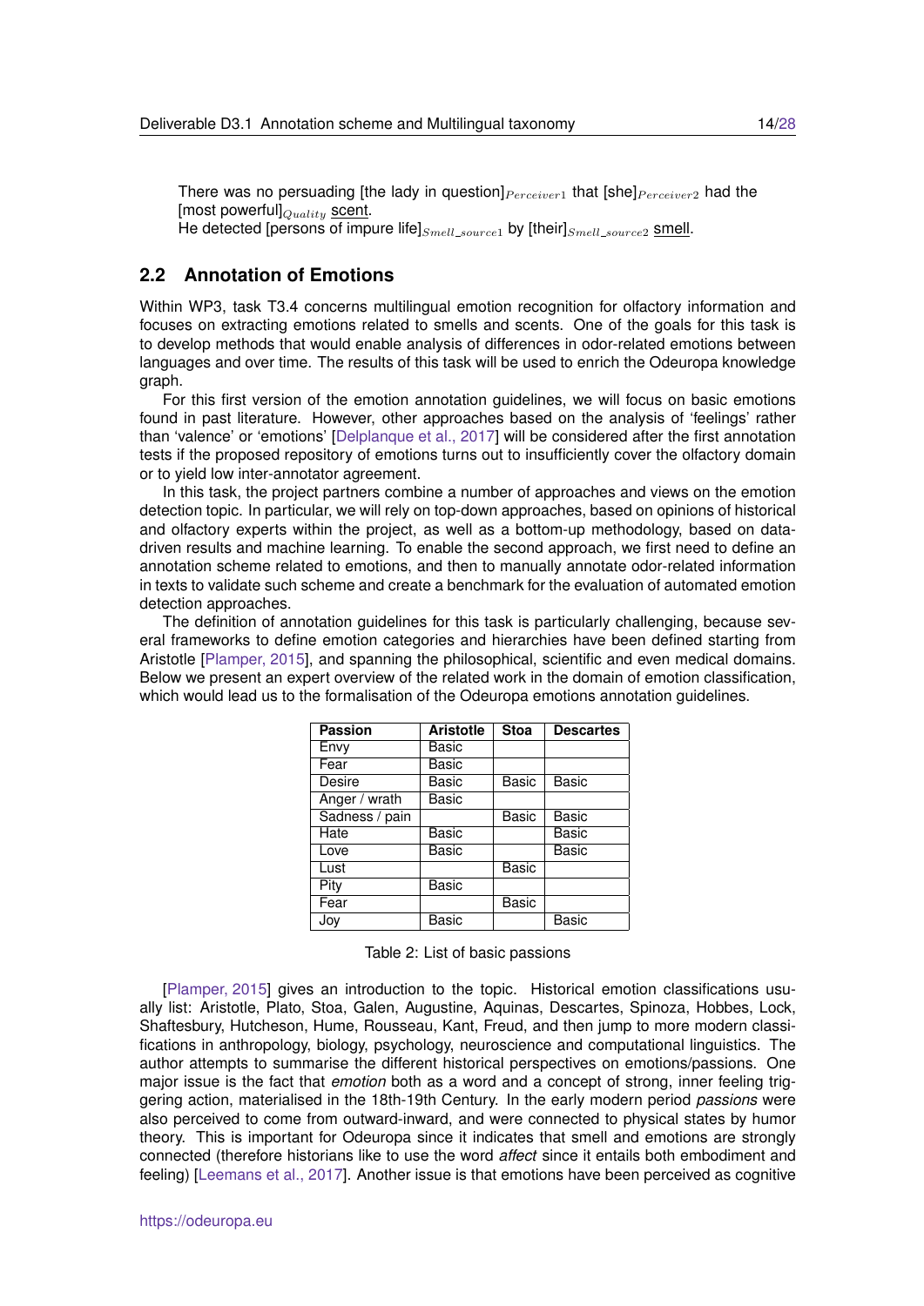There was no persuading [the lady in question]$_{Perceiver1}$ that [she]$_{Perceiver2}$ had the [most powerful]$_{Quality}$ scent.
He detected [persons of impure life]$_{Smell\_source1}$ by [their]$_{Smell\_source2}$ smell.

## 2.2 Annotation of Emotions

Within WP3, task T3.4 concerns multilingual emotion recognition for olfactory information and focuses on extracting emotions related to smells and scents. One of the goals for this task is to develop methods that would enable analysis of differences in odor-related emotions between languages and over time. The results of this task will be used to enrich the Odeuropa knowledge graph.

For this first version of the emotion annotation guidelines, we will focus on basic emotions found in past literature. However, other approaches based on the analysis of 'feelings' rather than 'valence' or 'emotions' [Delplanque et al., 2017] will be considered after the first annotation tests if the proposed repository of emotions turns out to insufficiently cover the olfactory domain or to yield low inter-annotator agreement.

In this task, the project partners combine a number of approaches and views on the emotion detection topic. In particular, we will rely on top-down approaches, based on opinions of historical and olfactory experts within the project, as well as a bottom-up methodology, based on data-driven results and machine learning. To enable the second approach, we first need to define an annotation scheme related to emotions, and then to manually annotate odor-related information in texts to validate such scheme and create a benchmark for the evaluation of automated emotion detection approaches.

The definition of annotation guidelines for this task is particularly challenging, because several frameworks to define emotion categories and hierarchies have been defined starting from Aristotle [Plamper, 2015], and spanning the philosophical, scientific and even medical domains. Below we present an expert overview of the related work in the domain of emotion classification, which would lead us to the formalisation of the Odeuropa emotions annotation guidelines.

| Passion | Aristotle | Stoa | Descartes |
|---|---|---|---|
| Envy | Basic | | |
| Fear | Basic | | |
| Desire | Basic | Basic | Basic |
| Anger / wrath | Basic | | |
| Sadness / pain | | Basic | Basic |
| Hate | Basic | | Basic |
| Love | Basic | | Basic |
| Lust | | Basic | |
| Pity | Basic | | |
| Fear | | Basic | |
| Joy | Basic | | Basic |

Table 2: List of basic passions

[Plamper, 2015] gives an introduction to the topic. Historical emotion classifications usually list: Aristotle, Plato, Stoa, Galen, Augustine, Aquinas, Descartes, Spinoza, Hobbes, Lock, Shaftesbury, Hutcheson, Hume, Rousseau, Kant, Freud, and then jump to more modern classifications in anthropology, biology, psychology, neuroscience and computational linguistics. The author attempts to summarise the different historical perspectives on emotions/passions. One major issue is the fact that *emotion* both as a word and a concept of strong, inner feeling triggering action, materialised in the 18th-19th Century. In the early modern period *passions* were also perceived to come from outward-inward, and were connected to physical states by humor theory. This is important for Odeuropa since it indicates that smell and emotions are strongly connected (therefore historians like to use the word *affect* since it entails both embodiment and feeling) [Leemans et al., 2017]. Another issue is that emotions have been perceived as cognitive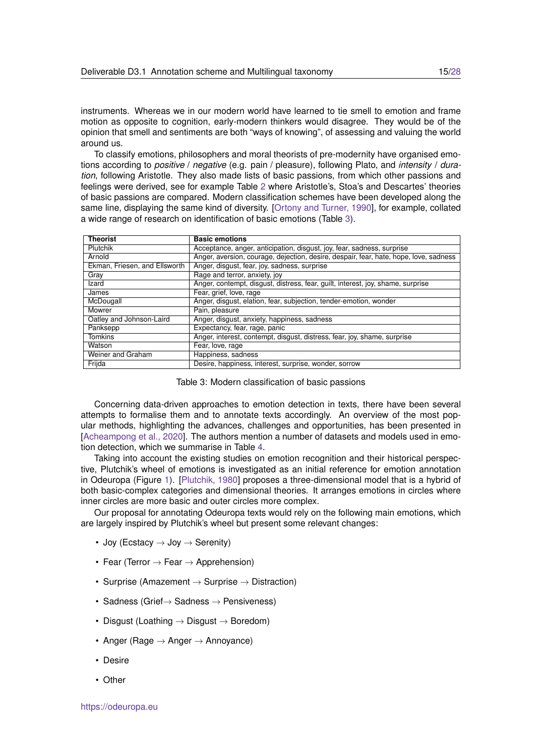instruments. Whereas we in our modern world have learned to tie smell to emotion and frame motion as opposite to cognition, early-modern thinkers would disagree. They would be of the opinion that smell and sentiments are both "ways of knowing", of assessing and valuing the world around us.

To classify emotions, philosophers and moral theorists of pre-modernity have organised emotions according to *positive* / *negative* (e.g. pain / pleasure), following Plato, and *intensity* / *duration*, following Aristotle. They also made lists of basic passions, from which other passions and feelings were derived, see for example Table 2 where Aristotle's, Stoa's and Descartes' theories of basic passions are compared. Modern classification schemes have been developed along the same line, displaying the same kind of diversity. [Ortony and Turner, 1990], for example, collated a wide range of research on identification of basic emotions (Table 3).

| **Theorist** | **Basic emotions** |
|---|---|
| Plutchik | Acceptance, anger, anticipation, disgust, joy, fear, sadness, surprise |
| Arnold | Anger, aversion, courage, dejection, desire, despair, fear, hate, hope, love, sadness |
| Ekman, Friesen, and Ellsworth | Anger, disgust, fear, joy, sadness, surprise |
| Gray | Rage and terror, anxiety, joy |
| Izard | Anger, contempt, disgust, distress, fear, guilt, interest, joy, shame, surprise |
| James | Fear, grief, love, rage |
| McDougall | Anger, disgust, elation, fear, subjection, tender-emotion, wonder |
| Mowrer | Pain, pleasure |
| Oatley and Johnson-Laird | Anger, disgust, anxiety, happiness, sadness |
| Panksepp | Expectancy, fear, rage, panic |
| Tomkins | Anger, interest, contempt, disgust, distress, fear, joy, shame, surprise |
| Watson | Fear, love, rage |
| Weiner and Graham | Happiness, sadness |
| Frijda | Desire, happiness, interest, surprise, wonder, sorrow |

Table 3: Modern classification of basic passions

Concerning data-driven approaches to emotion detection in texts, there have been several attempts to formalise them and to annotate texts accordingly. An overview of the most popular methods, highlighting the advances, challenges and opportunities, has been presented in [Acheampong et al., 2020]. The authors mention a number of datasets and models used in emotion detection, which we summarise in Table 4.

Taking into account the existing studies on emotion recognition and their historical perspective, Plutchik's wheel of emotions is investigated as an initial reference for emotion annotation in Odeuropa (Figure 1). [Plutchik, 1980] proposes a three-dimensional model that is a hybrid of both basic-complex categories and dimensional theories. It arranges emotions in circles where inner circles are more basic and outer circles more complex.

Our proposal for annotating Odeuropa texts would rely on the following main emotions, which are largely inspired by Plutchik's wheel but present some relevant changes:

- Joy (Ecstacy → Joy → Serenity)
- Fear (Terror → Fear → Apprehension)
- Surprise (Amazement → Surprise → Distraction)
- Sadness (Grief→ Sadness → Pensiveness)
- Disgust (Loathing → Disgust → Boredom)
- Anger (Rage → Anger → Annoyance)
- Desire
- Other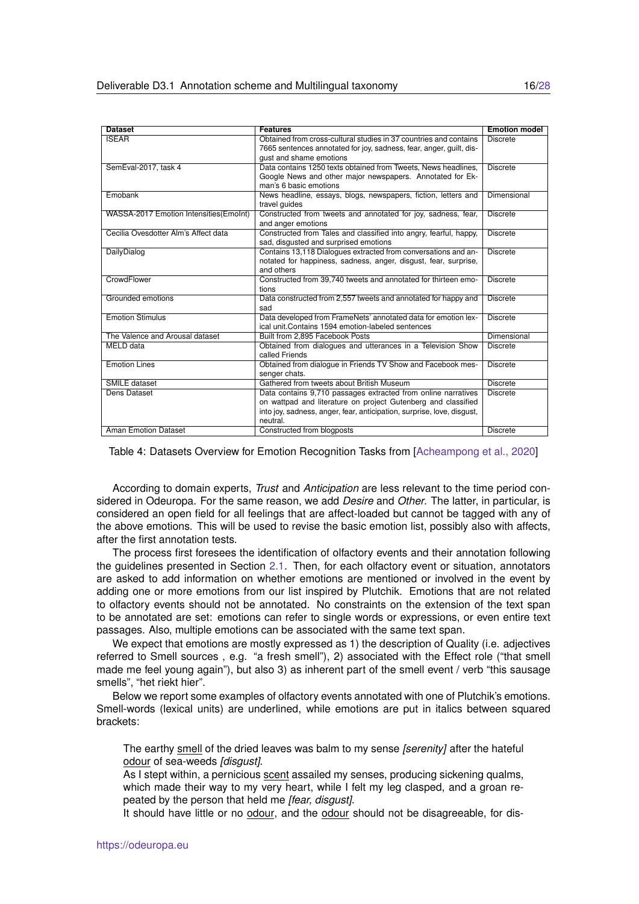| Dataset | Features | Emotion model |
|---|---|---|
| ISEAR | Obtained from cross-cultural studies in 37 countries and contains 7665 sentences annotated for joy, sadness, fear, anger, guilt, disgust and shame emotions | Discrete |
| SemEval-2017, task 4 | Data contains 1250 texts obtained from Tweets, News headlines, Google News and other major newspapers. Annotated for Ekman's 6 basic emotions | Discrete |
| Emobank | News headline, essays, blogs, newspapers, fiction, letters and travel guides | Dimensional |
| WASSA-2017 Emotion Intensities(EmoInt) | Constructed from tweets and annotated for joy, sadness, fear, and anger emotions | Discrete |
| Cecilia Ovesdotter Alm's Affect data | Constructed from Tales and classified into angry, fearful, happy, sad, disgusted and surprised emotions | Discrete |
| DailyDialog | Contains 13,118 Dialogues extracted from conversations and annotated for happiness, sadness, anger, disgust, fear, surprise, and others | Discrete |
| CrowdFlower | Constructed from 39,740 tweets and annotated for thirteen emotions | Discrete |
| Grounded emotions | Data constructed from 2,557 tweets and annotated for happy and sad | Discrete |
| Emotion Stimulus | Data developed from FrameNets' annotated data for emotion lexical unit.Contains 1594 emotion-labeled sentences | Discrete |
| The Valence and Arousal dataset | Built from 2,895 Facebook Posts | Dimensional |
| MELD data | Obtained from dialogues and utterances in a Television Show called Friends | Discrete |
| Emotion Lines | Obtained from dialogue in Friends TV Show and Facebook messenger chats. | Discrete |
| SMILE dataset | Gathered from tweets about British Museum | Discrete |
| Dens Dataset | Data contains 9,710 passages extracted from online narratives on wattpad and literature on project Gutenberg and classified into joy, sadness, anger, fear, anticipation, surprise, love, disgust, neutral. | Discrete |
| Aman Emotion Dataset | Constructed from blogposts | Discrete |

Table 4: Datasets Overview for Emotion Recognition Tasks from [Acheampong et al., 2020]

According to domain experts, *Trust* and *Anticipation* are less relevant to the time period considered in Odeuropa. For the same reason, we add *Desire* and *Other*. The latter, in particular, is considered an open field for all feelings that are affect-loaded but cannot be tagged with any of the above emotions. This will be used to revise the basic emotion list, possibly also with affects, after the first annotation tests.

The process first foresees the identification of olfactory events and their annotation following the guidelines presented in Section 2.1. Then, for each olfactory event or situation, annotators are asked to add information on whether emotions are mentioned or involved in the event by adding one or more emotions from our list inspired by Plutchik. Emotions that are not related to olfactory events should not be annotated. No constraints on the extension of the text span to be annotated are set: emotions can refer to single words or expressions, or even entire text passages. Also, multiple emotions can be associated with the same text span.

We expect that emotions are mostly expressed as 1) the description of Quality (i.e. adjectives referred to Smell sources , e.g. "a fresh smell"), 2) associated with the Effect role ("that smell made me feel young again"), but also 3) as inherent part of the smell event / verb "this sausage smells", "het riekt hier".

Below we report some examples of olfactory events annotated with one of Plutchik's emotions. Smell-words (lexical units) are underlined, while emotions are put in italics between squared brackets:

> The earthy <u>smell</u> of the dried leaves was balm to my sense *[serenity]* after the hateful <u>odour</u> of sea-weeds *[disgust]*.
> As I stept within, a pernicious <u>scent</u> assailed my senses, producing sickening qualms, which made their way to my very heart, while I felt my leg clasped, and a groan repeated by the person that held me *[fear, disgust]*.
> It should have little or no <u>odour</u>, and the <u>odour</u> should not be disagreeable, for dis-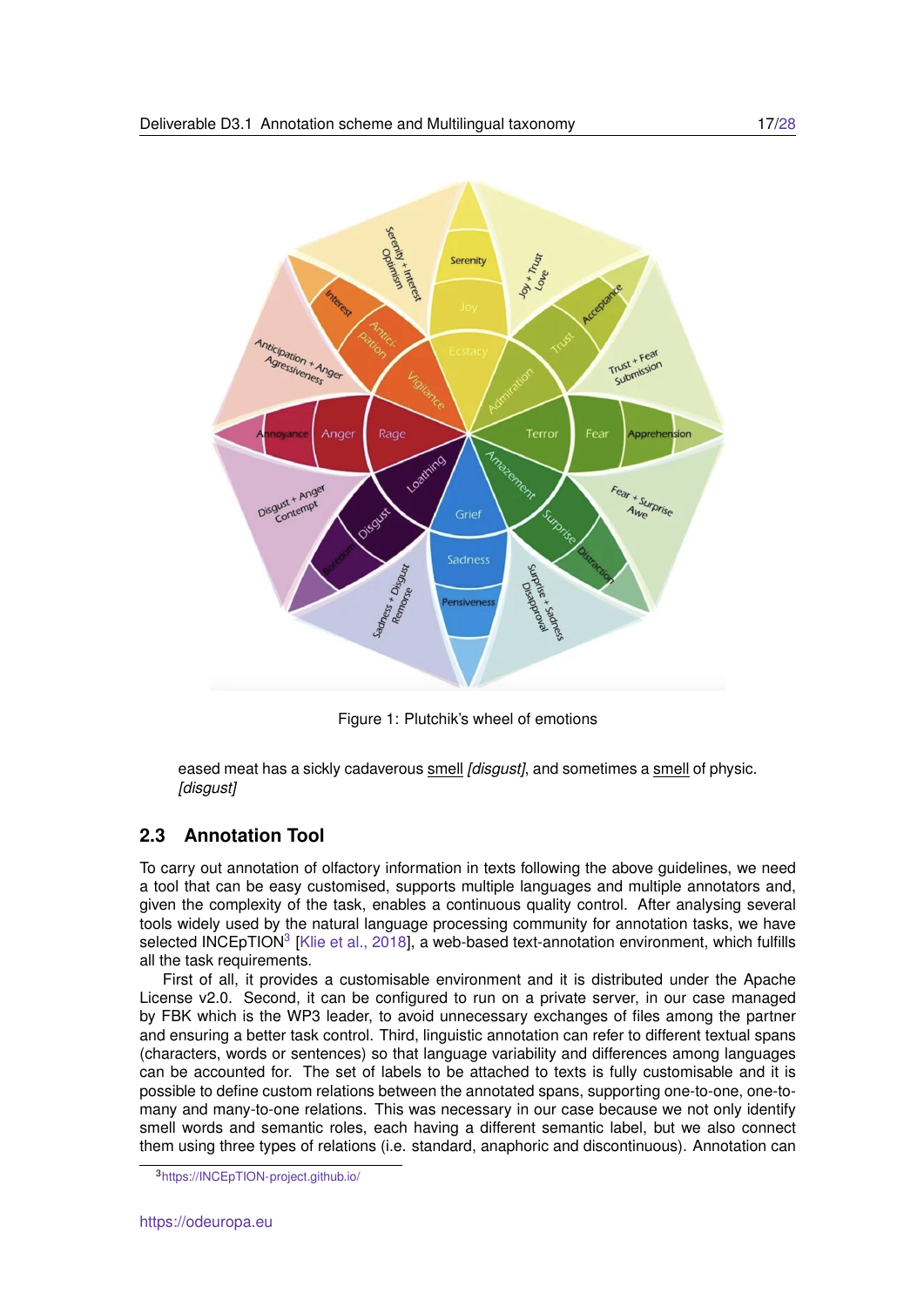Figure 1: Plutchik's wheel of emotions

eased meat has a sickly cadaverous smell *[disgust]*, and sometimes a smell of physic. *[disgust]*

## 2.3 Annotation Tool

To carry out annotation of olfactory information in texts following the above guidelines, we need a tool that can be easy customised, supports multiple languages and multiple annotators and, given the complexity of the task, enables a continuous quality control. After analysing several tools widely used by the natural language processing community for annotation tasks, we have selected INCEpTION[3] [Klie et al., 2018], a web-based text-annotation environment, which fulfills all the task requirements.

First of all, it provides a customisable environment and it is distributed under the Apache License v2.0. Second, it can be configured to run on a private server, in our case managed by FBK which is the WP3 leader, to avoid unnecessary exchanges of files among the partner and ensuring a better task control. Third, linguistic annotation can refer to different textual spans (characters, words or sentences) so that language variability and differences among languages can be accounted for. The set of labels to be attached to texts is fully customisable and it is possible to define custom relations between the annotated spans, supporting one-to-one, one-to-many and many-to-one relations. This was necessary in our case because we not only identify smell words and semantic roles, each having a different semantic label, but we also connect them using three types of relations (i.e. standard, anaphoric and discontinuous). Annotation can

[3] https://INCEpTION-project.github.io/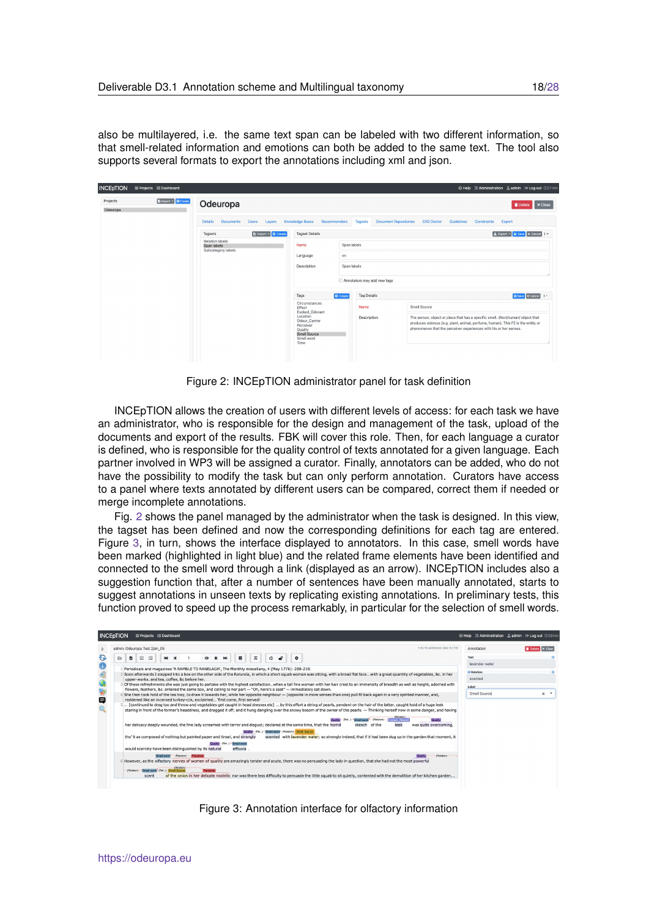also be multilayered, i.e. the same text span can be labeled with two different information, so that smell-related information and emotions can both be added to the same text. The tool also supports several formats to export the annotations including xml and json.

Figure 2: INCEpTION administrator panel for task definition

INCEpTION allows the creation of users with different levels of access: for each task we have an administrator, who is responsible for the design and management of the task, upload of the documents and export of the results. FBK will cover this role. Then, for each language a curator is defined, who is responsible for the quality control of texts annotated for a given language. Each partner involved in WP3 will be assigned a curator. Finally, annotators can be added, who do not have the possibility to modify the task but can only perform annotation. Curators have access to a panel where texts annotated by different users can be compared, correct them if needed or merge incomplete annotations.

Fig. 2 shows the panel managed by the administrator when the task is designed. In this view, the tagset has been defined and now the corresponding definitions for each tag are entered. Figure 3, in turn, shows the interface displayed to annotators. In this case, smell words have been marked (highlighted in light blue) and the related frame elements have been identified and connected to the smell word through a link (displayed as an arrow). INCEpTION includes also a suggestion function that, after a number of sentences have been manually annotated, starts to suggest annotations in unseen texts by replicating existing annotations. In preliminary tests, this function proved to speed up the process remarkably, in particular for the selection of smell words.

Figure 3: Annotation interface for olfactory information

https://odeuropa.eu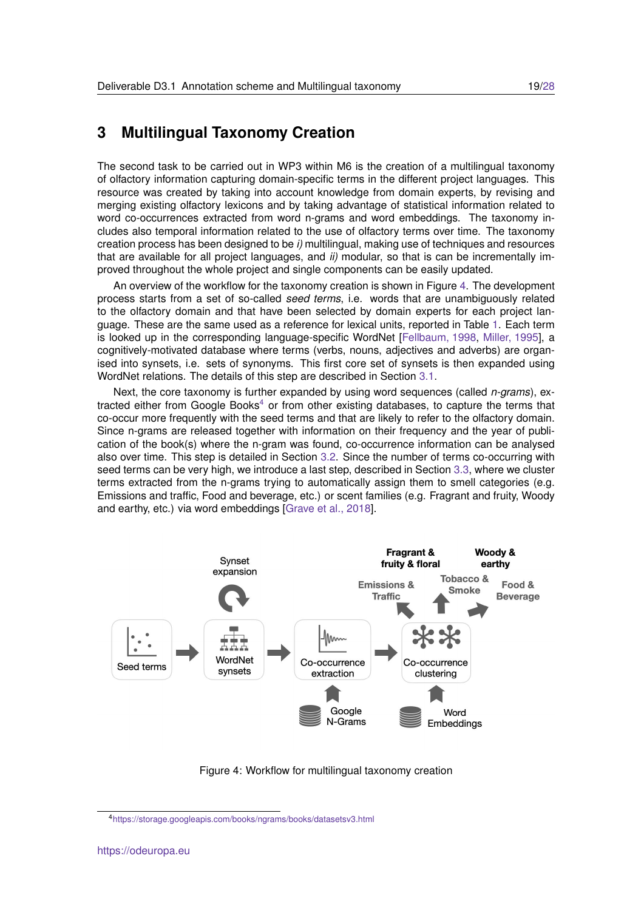# 3 Multilingual Taxonomy Creation

The second task to be carried out in WP3 within M6 is the creation of a multilingual taxonomy of olfactory information capturing domain-specific terms in the different project languages. This resource was created by taking into account knowledge from domain experts, by revising and merging existing olfactory lexicons and by taking advantage of statistical information related to word co-occurrences extracted from word n-grams and word embeddings. The taxonomy includes also temporal information related to the use of olfactory terms over time. The taxonomy creation process has been designed to be *i)* multilingual, making use of techniques and resources that are available for all project languages, and *ii)* modular, so that is can be incrementally improved throughout the whole project and single components can be easily updated.

An overview of the workflow for the taxonomy creation is shown in Figure 4. The development process starts from a set of so-called *seed terms*, i.e. words that are unambiguously related to the olfactory domain and that have been selected by domain experts for each project language. These are the same used as a reference for lexical units, reported in Table 1. Each term is looked up in the corresponding language-specific WordNet [Fellbaum, 1998, Miller, 1995], a cognitively-motivated database where terms (verbs, nouns, adjectives and adverbs) are organised into synsets, i.e. sets of synonyms. This first core set of synsets is then expanded using WordNet relations. The details of this step are described in Section 3.1.

Next, the core taxonomy is further expanded by using word sequences (called *n-grams*), extracted either from Google Books[4] or from other existing databases, to capture the terms that co-occur more frequently with the seed terms and that are likely to refer to the olfactory domain. Since n-grams are released together with information on their frequency and the year of publication of the book(s) where the n-gram was found, co-occurrence information can be analysed also over time. This step is detailed in Section 3.2. Since the number of terms co-occurring with seed terms can be very high, we introduce a last step, described in Section 3.3, where we cluster terms extracted from the n-grams trying to automatically assign them to smell categories (e.g. Emissions and traffic, Food and beverage, etc.) or scent families (e.g. Fragrant and fruity, Woody and earthy, etc.) via word embeddings [Grave et al., 2018].

Figure 4: Workflow for multilingual taxonomy creation

[4] https://storage.googleapis.com/books/ngrams/books/datasetsv3.html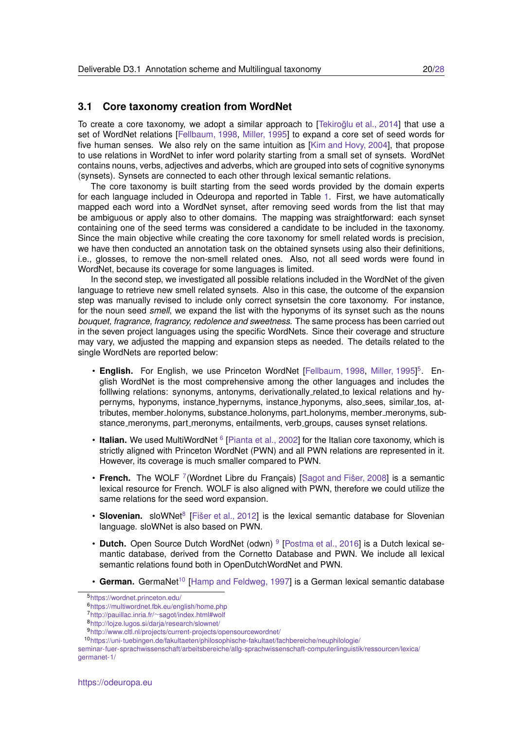### 3.1 Core taxonomy creation from WordNet

To create a core taxonomy, we adopt a similar approach to [Tekiroğlu et al., 2014] that use a set of WordNet relations [Fellbaum, 1998, Miller, 1995] to expand a core set of seed words for five human senses. We also rely on the same intuition as [Kim and Hovy, 2004], that propose to use relations in WordNet to infer word polarity starting from a small set of synsets. WordNet contains nouns, verbs, adjectives and adverbs, which are grouped into sets of cognitive synonyms (synsets). Synsets are connected to each other through lexical semantic relations.

The core taxonomy is built starting from the seed words provided by the domain experts for each language included in Odeuropa and reported in Table 1. First, we have automatically mapped each word into a WordNet synset, after removing seed words from the list that may be ambiguous or apply also to other domains. The mapping was straightforward: each synset containing one of the seed terms was considered a candidate to be included in the taxonomy. Since the main objective while creating the core taxonomy for smell related words is precision, we have then conducted an annotation task on the obtained synsets using also their definitions, i.e., glosses, to remove the non-smell related ones. Also, not all seed words were found in WordNet, because its coverage for some languages is limited.

In the second step, we investigated all possible relations included in the WordNet of the given language to retrieve new smell related synsets. Also in this case, the outcome of the expansion step was manually revised to include only correct synsetsin the core taxonomy. For instance, for the noun seed *smell*, we expand the list with the hyponyms of its synset such as the nouns *bouquet, fragrance, fragrancy, redolence and sweetness.* The same process has been carried out in the seven project languages using the specific WordNets. Since their coverage and structure may vary, we adjusted the mapping and expansion steps as needed. The details related to the single WordNets are reported below:

- **English.** For English, we use Princeton WordNet [Fellbaum, 1998, Miller, 1995][5]. English WordNet is the most comprehensive among the other languages and includes the folllwing relations: synonyms, antonyms, derivationally_related_to lexical relations and hypernyms, hyponyms, instance_hypernyms, instance_hyponyms, also_sees, similar_tos, attributes, member_holonyms, substance_holonyms, part_holonyms, member_meronyms, substance_meronyms, part_meronyms, entailments, verb_groups, causes synset relations.
- **Italian.** We used MultiWordNet [6] [Pianta et al., 2002] for the Italian core taxonomy, which is strictly aligned with Princeton WordNet (PWN) and all PWN relations are represented in it. However, its coverage is much smaller compared to PWN.
- **French.** The WOLF [7](Wordnet Libre du Français) [Sagot and Fišer, 2008] is a semantic lexical resource for French. WOLF is also aligned with PWN, therefore we could utilize the same relations for the seed word expansion.
- **Slovenian.** sloWNet[8] [Fišer et al., 2012] is the lexical semantic database for Slovenian language. sloWNet is also based on PWN.
- **Dutch.** Open Source Dutch WordNet (odwn) [9] [Postma et al., 2016] is a Dutch lexical semantic database, derived from the Cornetto Database and PWN. We include all lexical semantic relations found both in OpenDutchWordNet and PWN.
- **German.** GermaNet[10] [Hamp and Feldweg, 1997] is a German lexical semantic database

[5] https://wordnet.princeton.edu/
[6] https://multiwordnet.fbk.eu/english/home.php
[7] http://pauillac.inria.fr/~sagot/index.html#wolf
[8] http://lojze.lugos.si/darja/research/slownet/
[9] http://www.cltl.nl/projects/current-projects/opensourcewordnet/
[10] https://uni-tuebingen.de/fakultaeten/philosophische-fakultaet/fachbereiche/neuphilologie/seminar-fuer-sprachwissenschaft/arbeitsbereiche/allg-sprachwissenschaft-computerlinguistik/ressourcen/lexica/germanet-1/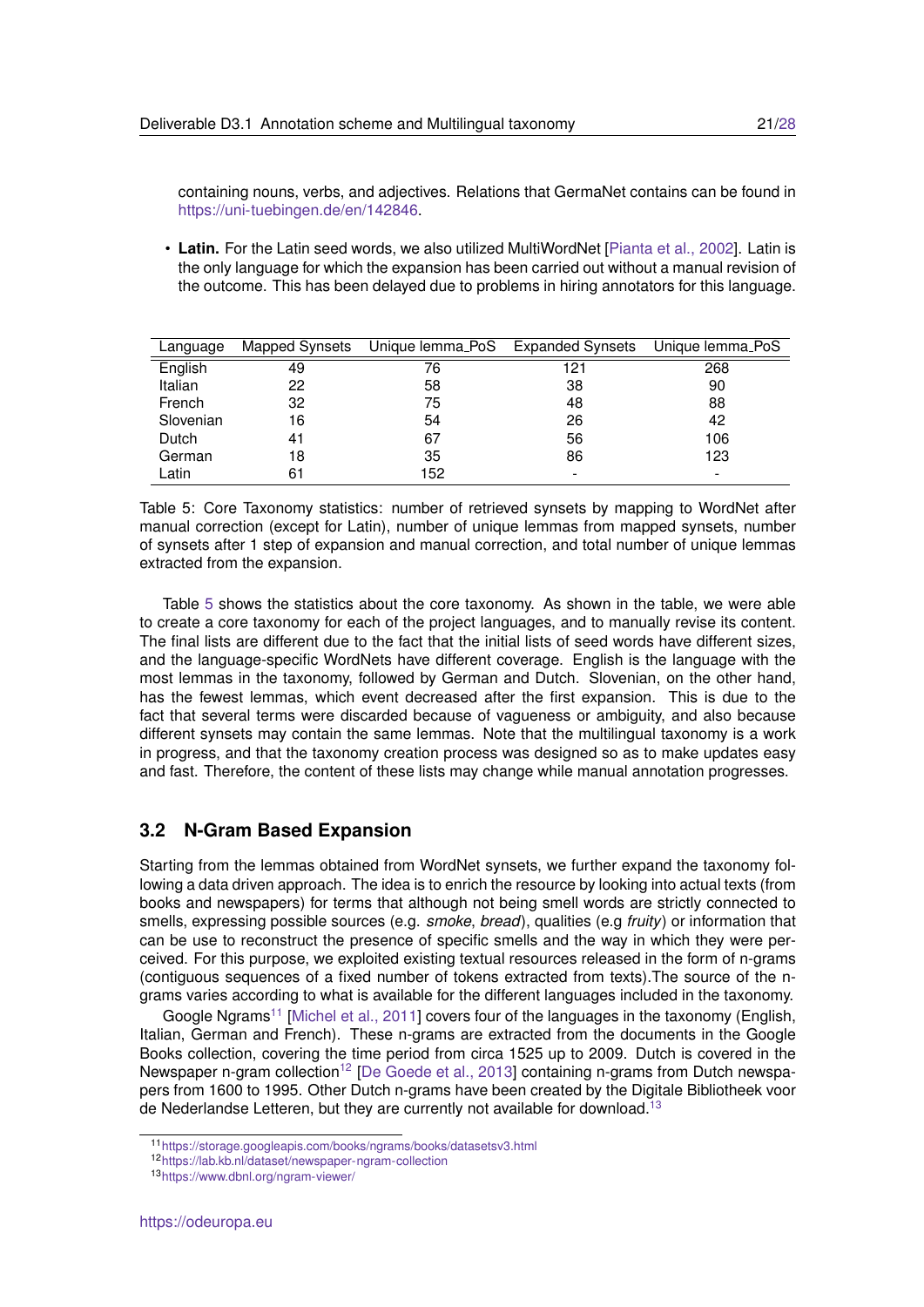containing nouns, verbs, and adjectives. Relations that GermaNet contains can be found in https://uni-tuebingen.de/en/142846.

- **Latin.** For the Latin seed words, we also utilized MultiWordNet [Pianta et al., 2002]. Latin is the only language for which the expansion has been carried out without a manual revision of the outcome. This has been delayed due to problems in hiring annotators for this language.

| Language | Mapped Synsets | Unique lemma_PoS | Expanded Synsets | Unique lemma_PoS |
|---|---|---|---|---|
| English | 49 | 76 | 121 | 268 |
| Italian | 22 | 58 | 38 | 90 |
| French | 32 | 75 | 48 | 88 |
| Slovenian | 16 | 54 | 26 | 42 |
| Dutch | 41 | 67 | 56 | 106 |
| German | 18 | 35 | 86 | 123 |
| Latin | 61 | 152 | - | - |

Table 5: Core Taxonomy statistics: number of retrieved synsets by mapping to WordNet after manual correction (except for Latin), number of unique lemmas from mapped synsets, number of synsets after 1 step of expansion and manual correction, and total number of unique lemmas extracted from the expansion.

Table 5 shows the statistics about the core taxonomy. As shown in the table, we were able to create a core taxonomy for each of the project languages, and to manually revise its content. The final lists are different due to the fact that the initial lists of seed words have different sizes, and the language-specific WordNets have different coverage. English is the language with the most lemmas in the taxonomy, followed by German and Dutch. Slovenian, on the other hand, has the fewest lemmas, which event decreased after the first expansion. This is due to the fact that several terms were discarded because of vagueness or ambiguity, and also because different synsets may contain the same lemmas. Note that the multilingual taxonomy is a work in progress, and that the taxonomy creation process was designed so as to make updates easy and fast. Therefore, the content of these lists may change while manual annotation progresses.

## 3.2 N-Gram Based Expansion

Starting from the lemmas obtained from WordNet synsets, we further expand the taxonomy following a data driven approach. The idea is to enrich the resource by looking into actual texts (from books and newspapers) for terms that although not being smell words are strictly connected to smells, expressing possible sources (e.g. *smoke*, *bread*), qualities (e.g *fruity*) or information that can be use to reconstruct the presence of specific smells and the way in which they were perceived. For this purpose, we exploited existing textual resources released in the form of n-grams (contiguous sequences of a fixed number of tokens extracted from texts).The source of the n-grams varies according to what is available for the different languages included in the taxonomy.

Google Ngrams[11] [Michel et al., 2011] covers four of the languages in the taxonomy (English, Italian, German and French). These n-grams are extracted from the documents in the Google Books collection, covering the time period from circa 1525 up to 2009. Dutch is covered in the Newspaper n-gram collection[12] [De Goede et al., 2013] containing n-grams from Dutch newspapers from 1600 to 1995. Other Dutch n-grams have been created by the Digitale Bibliotheek voor de Nederlandse Letteren, but they are currently not available for download.[13]

[11] https://storage.googleapis.com/books/ngrams/books/datasetsv3.html
[12] https://lab.kb.nl/dataset/newspaper-ngram-collection
[13] https://www.dbnl.org/ngram-viewer/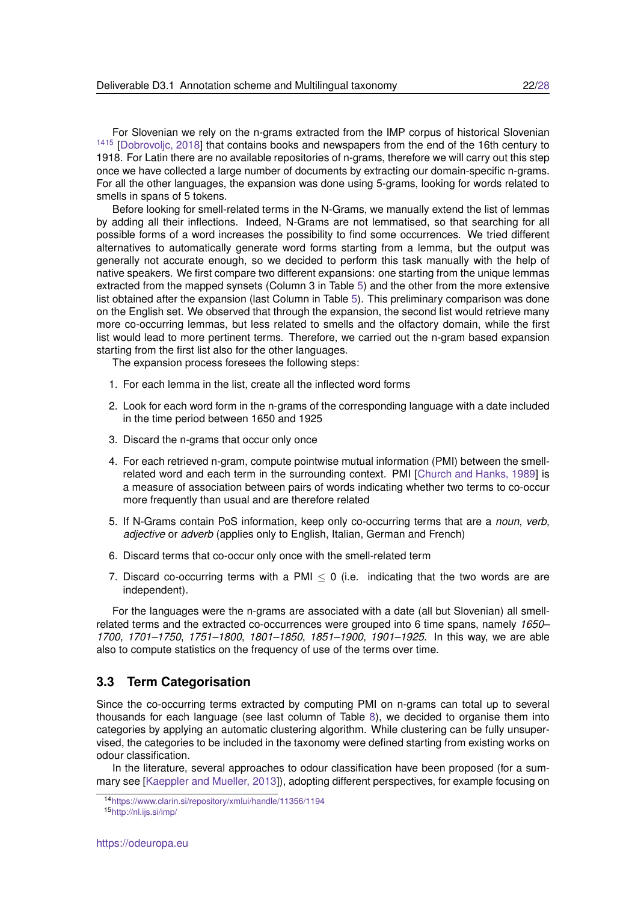For Slovenian we rely on the n-grams extracted from the IMP corpus of historical Slovenian [14][15] [Dobrovoljc, 2018] that contains books and newspapers from the end of the 16th century to 1918. For Latin there are no available repositories of n-grams, therefore we will carry out this step once we have collected a large number of documents by extracting our domain-specific n-grams. For all the other languages, the expansion was done using 5-grams, looking for words related to smells in spans of 5 tokens.

Before looking for smell-related terms in the N-Grams, we manually extend the list of lemmas by adding all their inflections. Indeed, N-Grams are not lemmatised, so that searching for all possible forms of a word increases the possibility to find some occurrences. We tried different alternatives to automatically generate word forms starting from a lemma, but the output was generally not accurate enough, so we decided to perform this task manually with the help of native speakers. We first compare two different expansions: one starting from the unique lemmas extracted from the mapped synsets (Column 3 in Table 5) and the other from the more extensive list obtained after the expansion (last Column in Table 5). This preliminary comparison was done on the English set. We observed that through the expansion, the second list would retrieve many more co-occurring lemmas, but less related to smells and the olfactory domain, while the first list would lead to more pertinent terms. Therefore, we carried out the n-gram based expansion starting from the first list also for the other languages.

The expansion process foresees the following steps:

1. For each lemma in the list, create all the inflected word forms
2. Look for each word form in the n-grams of the corresponding language with a date included in the time period between 1650 and 1925
3. Discard the n-grams that occur only once
4. For each retrieved n-gram, compute pointwise mutual information (PMI) between the smell-related word and each term in the surrounding context. PMI [Church and Hanks, 1989] is a measure of association between pairs of words indicating whether two terms to co-occur more frequently than usual and are therefore related
5. If N-Grams contain PoS information, keep only co-occurring terms that are a *noun*, *verb*, *adjective* or *adverb* (applies only to English, Italian, German and French)
6. Discard terms that co-occur only once with the smell-related term
7. Discard co-occurring terms with a PMI $\leq 0$ (i.e. indicating that the two words are are independent).

For the languages were the n-grams are associated with a date (all but Slovenian) all smell-related terms and the extracted co-occurrences were grouped into 6 time spans, namely *1650–1700*, *1701–1750*, *1751–1800*, *1801–1850*, *1851–1900*, *1901–1925*. In this way, we are able also to compute statistics on the frequency of use of the terms over time.

## 3.3 Term Categorisation

Since the co-occurring terms extracted by computing PMI on n-grams can total up to several thousands for each language (see last column of Table 8), we decided to organise them into categories by applying an automatic clustering algorithm. While clustering can be fully unsupervised, the categories to be included in the taxonomy were defined starting from existing works on odour classification.

In the literature, several approaches to odour classification have been proposed (for a summary see [Kaeppler and Mueller, 2013]), adopting different perspectives, for example focusing on

[14] https://www.clarin.si/repository/xmlui/handle/11356/1194

[15] http://nl.ijs.si/imp/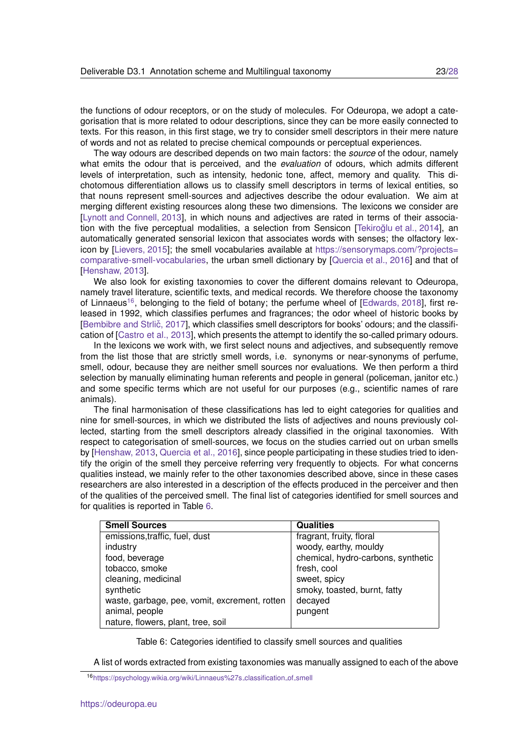the functions of odour receptors, or on the study of molecules. For Odeuropa, we adopt a categorisation that is more related to odour descriptions, since they can be more easily connected to texts. For this reason, in this first stage, we try to consider smell descriptors in their mere nature of words and not as related to precise chemical compounds or perceptual experiences.

The way odours are described depends on two main factors: the *source* of the odour, namely what emits the odour that is perceived, and the *evaluation* of odours, which admits different levels of interpretation, such as intensity, hedonic tone, affect, memory and quality. This dichotomous differentiation allows us to classify smell descriptors in terms of lexical entities, so that nouns represent smell-sources and adjectives describe the odour evaluation. We aim at merging different existing resources along these two dimensions. The lexicons we consider are [Lynott and Connell, 2013], in which nouns and adjectives are rated in terms of their association with the five perceptual modalities, a selection from Sensicon [Tekiroğlu et al., 2014], an automatically generated sensorial lexicon that associates words with senses; the olfactory lexicon by [Lievers, 2015]; the smell vocabularies available at https://sensorymaps.com/?projects=comparative-smell-vocabularies, the urban smell dictionary by [Quercia et al., 2016] and that of [Henshaw, 2013].

We also look for existing taxonomies to cover the different domains relevant to Odeuropa, namely travel literature, scientific texts, and medical records. We therefore choose the taxonomy of Linnaeus[16], belonging to the field of botany; the perfume wheel of [Edwards, 2018], first released in 1992, which classifies perfumes and fragrances; the odor wheel of historic books by [Bembibre and Strlič, 2017], which classifies smell descriptors for books' odours; and the classification of [Castro et al., 2013], which presents the attempt to identify the so-called primary odours.

In the lexicons we work with, we first select nouns and adjectives, and subsequently remove from the list those that are strictly smell words, i.e. synonyms or near-synonyms of perfume, smell, odour, because they are neither smell sources nor evaluations. We then perform a third selection by manually eliminating human referents and people in general (policeman, janitor etc.) and some specific terms which are not useful for our purposes (e.g., scientific names of rare animals).

The final harmonisation of these classifications has led to eight categories for qualities and nine for smell-sources, in which we distributed the lists of adjectives and nouns previously collected, starting from the smell descriptors already classified in the original taxonomies. With respect to categorisation of smell-sources, we focus on the studies carried out on urban smells by [Henshaw, 2013, Quercia et al., 2016], since people participating in these studies tried to identify the origin of the smell they perceive referring very frequently to objects. For what concerns qualities instead, we mainly refer to the other taxonomies described above, since in these cases researchers are also interested in a description of the effects produced in the perceiver and then of the qualities of the perceived smell. The final list of categories identified for smell sources and for qualities is reported in Table 6.

| **Smell Sources** | **Qualities** |
|---|---|
| emissions,traffic, fuel, dust | fragrant, fruity, floral |
| industry | woody, earthy, mouldy |
| food, beverage | chemical, hydro-carbons, synthetic |
| tobacco, smoke | fresh, cool |
| cleaning, medicinal | sweet, spicy |
| synthetic | smoky, toasted, burnt, fatty |
| waste, garbage, pee, vomit, excrement, rotten | decayed |
| animal, people | pungent |
| nature, flowers, plant, tree, soil | |

Table 6: Categories identified to classify smell sources and qualities

A list of words extracted from existing taxonomies was manually assigned to each of the above

[16] https://psychology.wikia.org/wiki/Linnaeus%27s_classification_of_smell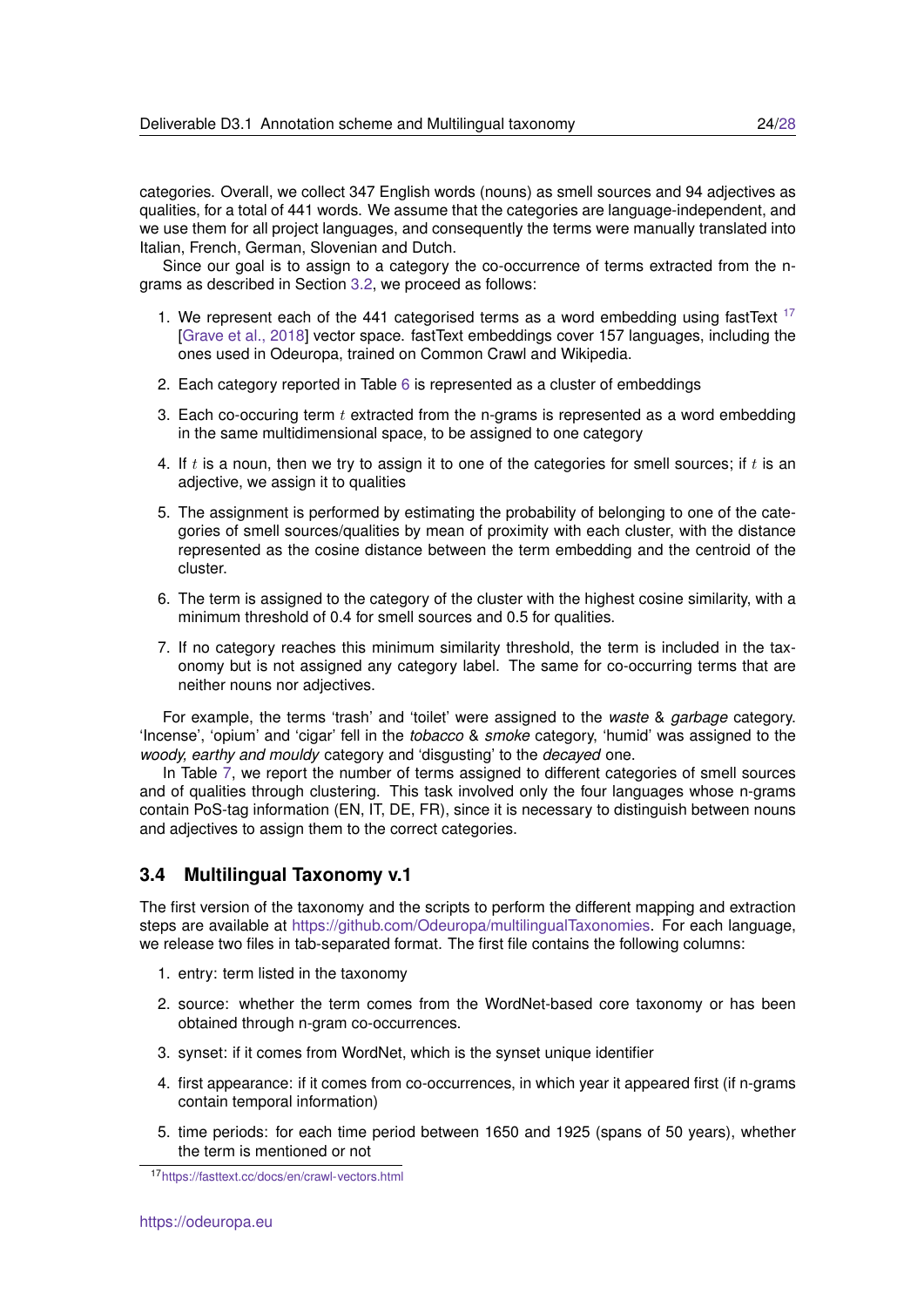categories. Overall, we collect 347 English words (nouns) as smell sources and 94 adjectives as qualities, for a total of 441 words. We assume that the categories are language-independent, and we use them for all project languages, and consequently the terms were manually translated into Italian, French, German, Slovenian and Dutch.

Since our goal is to assign to a category the co-occurrence of terms extracted from the n-grams as described in Section 3.2, we proceed as follows:

1. We represent each of the 441 categorised terms as a word embedding using fastText [17] [Grave et al., 2018] vector space. fastText embeddings cover 157 languages, including the ones used in Odeuropa, trained on Common Crawl and Wikipedia.
2. Each category reported in Table 6 is represented as a cluster of embeddings
3. Each co-occuring term $t$ extracted from the n-grams is represented as a word embedding in the same multidimensional space, to be assigned to one category
4. If $t$ is a noun, then we try to assign it to one of the categories for smell sources; if $t$ is an adjective, we assign it to qualities
5. The assignment is performed by estimating the probability of belonging to one of the categories of smell sources/qualities by mean of proximity with each cluster, with the distance represented as the cosine distance between the term embedding and the centroid of the cluster.
6. The term is assigned to the category of the cluster with the highest cosine similarity, with a minimum threshold of 0.4 for smell sources and 0.5 for qualities.
7. If no category reaches this minimum similarity threshold, the term is included in the taxonomy but is not assigned any category label. The same for co-occurring terms that are neither nouns nor adjectives.

For example, the terms 'trash' and 'toilet' were assigned to the *waste* & *garbage* category. 'Incense', 'opium' and 'cigar' fell in the *tobacco* & *smoke* category, 'humid' was assigned to the *woody, earthy and mouldy* category and 'disgusting' to the *decayed* one.

In Table 7, we report the number of terms assigned to different categories of smell sources and of qualities through clustering. This task involved only the four languages whose n-grams contain PoS-tag information (EN, IT, DE, FR), since it is necessary to distinguish between nouns and adjectives to assign them to the correct categories.

### 3.4 Multilingual Taxonomy v.1

The first version of the taxonomy and the scripts to perform the different mapping and extraction steps are available at https://github.com/Odeuropa/multilingualTaxonomies. For each language, we release two files in tab-separated format. The first file contains the following columns:

1. entry: term listed in the taxonomy
2. source: whether the term comes from the WordNet-based core taxonomy or has been obtained through n-gram co-occurrences.
3. synset: if it comes from WordNet, which is the synset unique identifier
4. first appearance: if it comes from co-occurrences, in which year it appeared first (if n-grams contain temporal information)
5. time periods: for each time period between 1650 and 1925 (spans of 50 years), whether the term is mentioned or not

[17] https://fasttext.cc/docs/en/crawl-vectors.html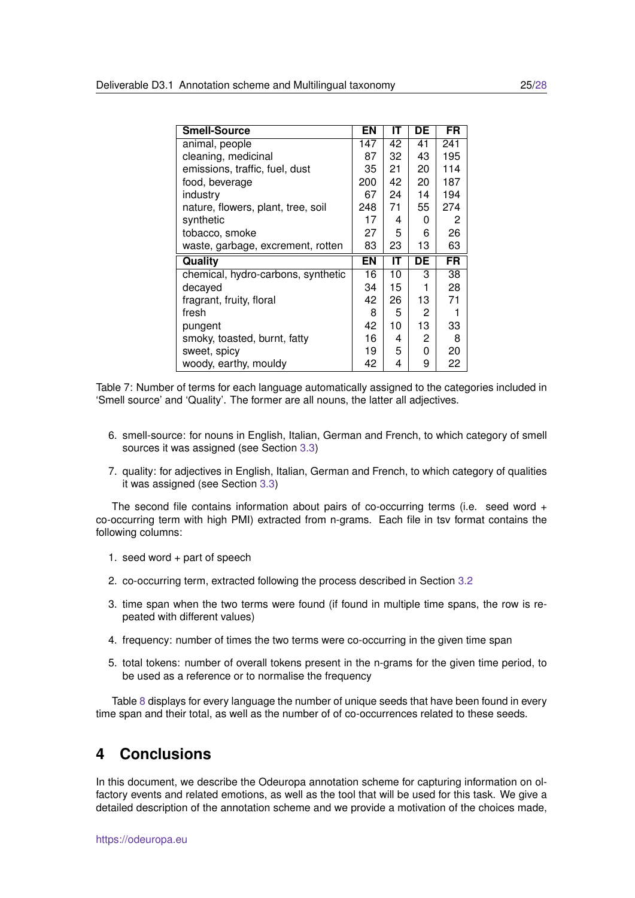| Smell-Source | EN | IT | DE | FR |
|---|---|---|---|---|
| animal, people | 147 | 42 | 41 | 241 |
| cleaning, medicinal | 87 | 32 | 43 | 195 |
| emissions, traffic, fuel, dust | 35 | 21 | 20 | 114 |
| food, beverage | 200 | 42 | 20 | 187 |
| industry | 67 | 24 | 14 | 194 |
| nature, flowers, plant, tree, soil | 248 | 71 | 55 | 274 |
| synthetic | 17 | 4 | 0 | 2 |
| tobacco, smoke | 27 | 5 | 6 | 26 |
| waste, garbage, excrement, rotten | 83 | 23 | 13 | 63 |
| **Quality** | **EN** | **IT** | **DE** | **FR** |
| chemical, hydro-carbons, synthetic | 16 | 10 | 3 | 38 |
| decayed | 34 | 15 | 1 | 28 |
| fragrant, fruity, floral | 42 | 26 | 13 | 71 |
| fresh | 8 | 5 | 2 | 1 |
| pungent | 42 | 10 | 13 | 33 |
| smoky, toasted, burnt, fatty | 16 | 4 | 2 | 8 |
| sweet, spicy | 19 | 5 | 0 | 20 |
| woody, earthy, mouldy | 42 | 4 | 9 | 22 |

Table 7: Number of terms for each language automatically assigned to the categories included in 'Smell source' and 'Quality'. The former are all nouns, the latter all adjectives.

6. smell-source: for nouns in English, Italian, German and French, to which category of smell sources it was assigned (see Section 3.3)
7. quality: for adjectives in English, Italian, German and French, to which category of qualities it was assigned (see Section 3.3)

The second file contains information about pairs of co-occurring terms (i.e. seed word + co-occurring term with high PMI) extracted from n-grams. Each file in tsv format contains the following columns:

1. seed word + part of speech
2. co-occurring term, extracted following the process described in Section 3.2
3. time span when the two terms were found (if found in multiple time spans, the row is repeated with different values)
4. frequency: number of times the two terms were co-occurring in the given time span
5. total tokens: number of overall tokens present in the n-grams for the given time period, to be used as a reference or to normalise the frequency

Table 8 displays for every language the number of unique seeds that have been found in every time span and their total, as well as the number of of co-occurrences related to these seeds.

# 4 Conclusions

In this document, we describe the Odeuropa annotation scheme for capturing information on olfactory events and related emotions, as well as the tool that will be used for this task. We give a detailed description of the annotation scheme and we provide a motivation of the choices made,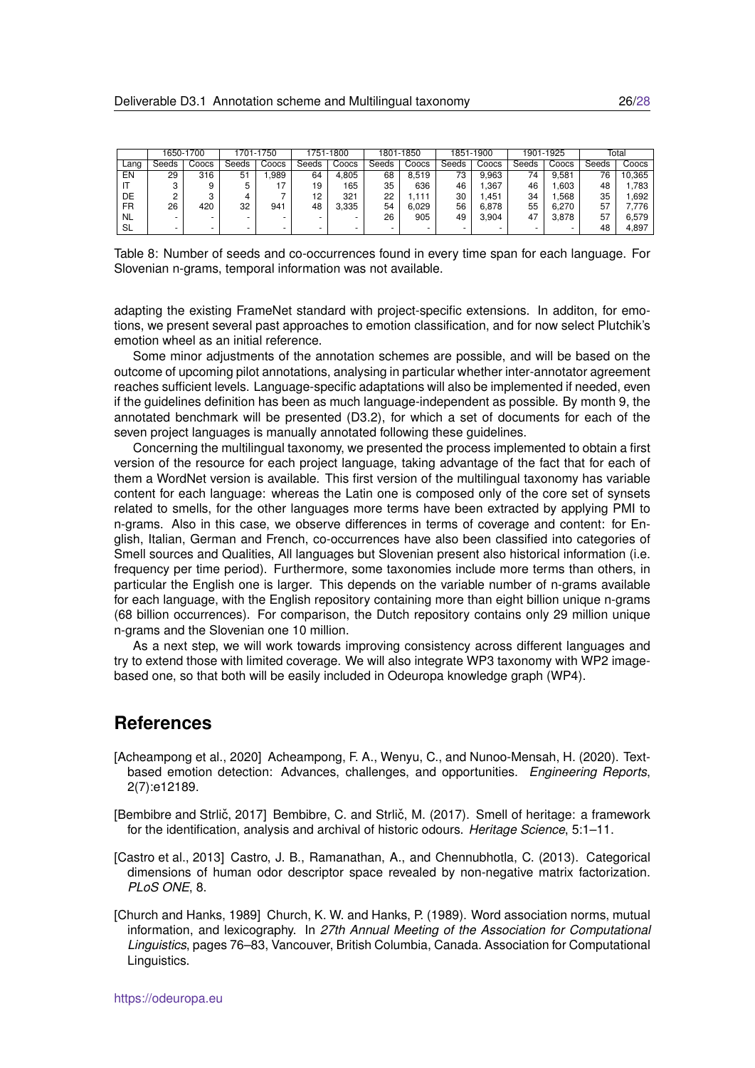| | 1650-1700 | | 1701-1750 | | 1751-1800 | | 1801-1850 | | 1851-1900 | | 1901-1925 | | Total | |
|---|---|---|---|---|---|---|---|---|---|---|---|---|---|---|
| Lang | Seeds | Coocs | Seeds | Coocs | Seeds | Coocs | Seeds | Coocs | Seeds | Coocs | Seeds | Coocs | Seeds | Coocs |
| EN | 29 | 316 | 51 | 1,989 | 64 | 4,805 | 68 | 8,519 | 73 | 9,963 | 74 | 9,581 | 76 | 10,365 |
| IT | 3 | 9 | 5 | 17 | 19 | 165 | 35 | 636 | 46 | 1,367 | 46 | 1,603 | 48 | 1,783 |
| DE | 2 | 3 | 4 | 7 | 12 | 321 | 22 | 1,111 | 30 | 1,451 | 34 | 1,568 | 35 | 1,692 |
| FR | 26 | 420 | 32 | 941 | 48 | 3,335 | 54 | 6,029 | 56 | 6,878 | 55 | 6,270 | 57 | 7,776 |
| NL | - | - | - | - | - | - | 26 | 905 | 49 | 3,904 | 47 | 3,878 | 57 | 6,579 |
| SL | - | - | - | - | - | - | - | - | - | - | - | - | 48 | 4,897 |

Table 8: Number of seeds and co-occurrences found in every time span for each language. For Slovenian n-grams, temporal information was not available.

adapting the existing FrameNet standard with project-specific extensions. In additon, for emotions, we present several past approaches to emotion classification, and for now select Plutchik's emotion wheel as an initial reference.

Some minor adjustments of the annotation schemes are possible, and will be based on the outcome of upcoming pilot annotations, analysing in particular whether inter-annotator agreement reaches sufficient levels. Language-specific adaptations will also be implemented if needed, even if the guidelines definition has been as much language-independent as possible. By month 9, the annotated benchmark will be presented (D3.2), for which a set of documents for each of the seven project languages is manually annotated following these guidelines.

Concerning the multilingual taxonomy, we presented the process implemented to obtain a first version of the resource for each project language, taking advantage of the fact that for each of them a WordNet version is available. This first version of the multilingual taxonomy has variable content for each language: whereas the Latin one is composed only of the core set of synsets related to smells, for the other languages more terms have been extracted by applying PMI to n-grams. Also in this case, we observe differences in terms of coverage and content: for English, Italian, German and French, co-occurrences have also been classified into categories of Smell sources and Qualities, All languages but Slovenian present also historical information (i.e. frequency per time period). Furthermore, some taxonomies include more terms than others, in particular the English one is larger. This depends on the variable number of n-grams available for each language, with the English repository containing more than eight billion unique n-grams (68 billion occurrences). For comparison, the Dutch repository contains only 29 million unique n-grams and the Slovenian one 10 million.

As a next step, we will work towards improving consistency across different languages and try to extend those with limited coverage. We will also integrate WP3 taxonomy with WP2 image-based one, so that both will be easily included in Odeuropa knowledge graph (WP4).

# References

[Acheampong et al., 2020] Acheampong, F. A., Wenyu, C., and Nunoo-Mensah, H. (2020). Text-based emotion detection: Advances, challenges, and opportunities. *Engineering Reports*, 2(7):e12189.

[Bembibre and Strlič, 2017] Bembibre, C. and Strlič, M. (2017). Smell of heritage: a framework for the identification, analysis and archival of historic odours. *Heritage Science*, 5:1–11.

[Castro et al., 2013] Castro, J. B., Ramanathan, A., and Chennubhotla, C. (2013). Categorical dimensions of human odor descriptor space revealed by non-negative matrix factorization. *PLoS ONE*, 8.

[Church and Hanks, 1989] Church, K. W. and Hanks, P. (1989). Word association norms, mutual information, and lexicography. In *27th Annual Meeting of the Association for Computational Linguistics*, pages 76–83, Vancouver, British Columbia, Canada. Association for Computational Linguistics.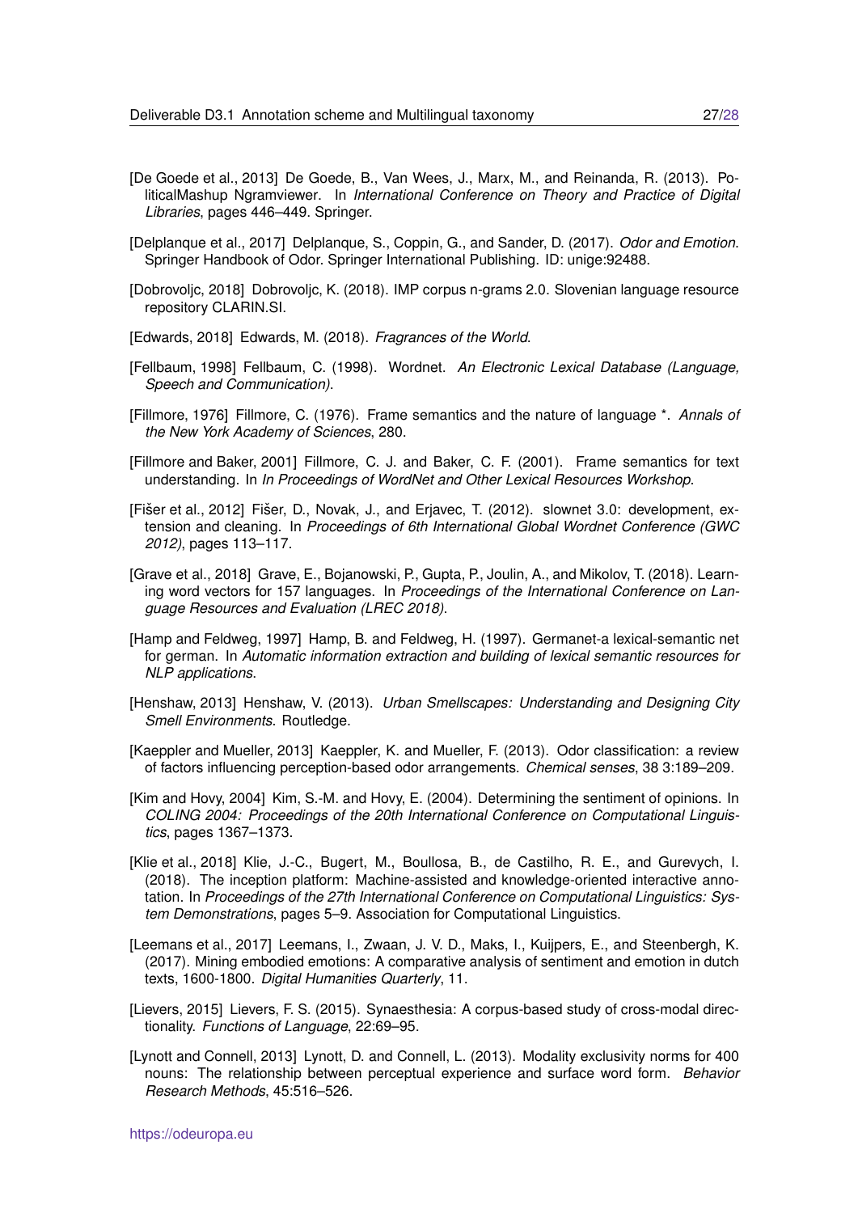[De Goede et al., 2013] De Goede, B., Van Wees, J., Marx, M., and Reinanda, R. (2013). PoliticalMashup Ngramviewer. In *International Conference on Theory and Practice of Digital Libraries*, pages 446–449. Springer.

[Delplanque et al., 2017] Delplanque, S., Coppin, G., and Sander, D. (2017). *Odor and Emotion*. Springer Handbook of Odor. Springer International Publishing. ID: unige:92488.

[Dobrovoljc, 2018] Dobrovoljc, K. (2018). IMP corpus n-grams 2.0. Slovenian language resource repository CLARIN.SI.

[Edwards, 2018] Edwards, M. (2018). *Fragrances of the World*.

[Fellbaum, 1998] Fellbaum, C. (1998). Wordnet. *An Electronic Lexical Database (Language, Speech and Communication)*.

[Fillmore, 1976] Fillmore, C. (1976). Frame semantics and the nature of language *. *Annals of the New York Academy of Sciences*, 280.

[Fillmore and Baker, 2001] Fillmore, C. J. and Baker, C. F. (2001). Frame semantics for text understanding. In *In Proceedings of WordNet and Other Lexical Resources Workshop*.

[Fišer et al., 2012] Fišer, D., Novak, J., and Erjavec, T. (2012). slownet 3.0: development, extension and cleaning. In *Proceedings of 6th International Global Wordnet Conference (GWC 2012)*, pages 113–117.

[Grave et al., 2018] Grave, E., Bojanowski, P., Gupta, P., Joulin, A., and Mikolov, T. (2018). Learning word vectors for 157 languages. In *Proceedings of the International Conference on Language Resources and Evaluation (LREC 2018)*.

[Hamp and Feldweg, 1997] Hamp, B. and Feldweg, H. (1997). Germanet-a lexical-semantic net for german. In *Automatic information extraction and building of lexical semantic resources for NLP applications*.

[Henshaw, 2013] Henshaw, V. (2013). *Urban Smellscapes: Understanding and Designing City Smell Environments*. Routledge.

[Kaeppler and Mueller, 2013] Kaeppler, K. and Mueller, F. (2013). Odor classification: a review of factors influencing perception-based odor arrangements. *Chemical senses*, 38 3:189–209.

[Kim and Hovy, 2004] Kim, S.-M. and Hovy, E. (2004). Determining the sentiment of opinions. In *COLING 2004: Proceedings of the 20th International Conference on Computational Linguistics*, pages 1367–1373.

[Klie et al., 2018] Klie, J.-C., Bugert, M., Boullosa, B., de Castilho, R. E., and Gurevych, I. (2018). The inception platform: Machine-assisted and knowledge-oriented interactive annotation. In *Proceedings of the 27th International Conference on Computational Linguistics: System Demonstrations*, pages 5–9. Association for Computational Linguistics.

[Leemans et al., 2017] Leemans, I., Zwaan, J. V. D., Maks, I., Kuijpers, E., and Steenbergh, K. (2017). Mining embodied emotions: A comparative analysis of sentiment and emotion in dutch texts, 1600-1800. *Digital Humanities Quarterly*, 11.

[Lievers, 2015] Lievers, F. S. (2015). Synaesthesia: A corpus-based study of cross-modal directionality. *Functions of Language*, 22:69–95.

[Lynott and Connell, 2013] Lynott, D. and Connell, L. (2013). Modality exclusivity norms for 400 nouns: The relationship between perceptual experience and surface word form. *Behavior Research Methods*, 45:516–526.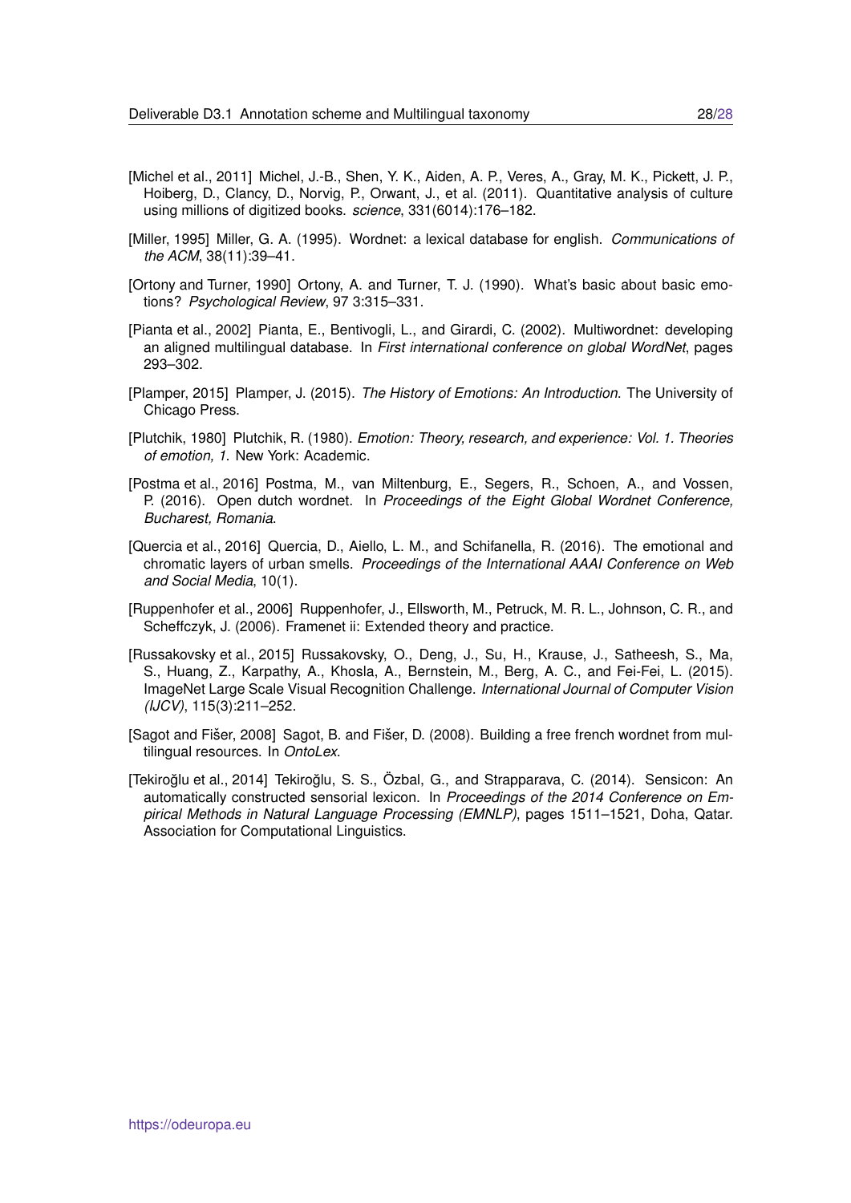[Michel et al., 2011] Michel, J.-B., Shen, Y. K., Aiden, A. P., Veres, A., Gray, M. K., Pickett, J. P., Hoiberg, D., Clancy, D., Norvig, P., Orwant, J., et al. (2011). Quantitative analysis of culture using millions of digitized books. *science*, 331(6014):176–182.

[Miller, 1995] Miller, G. A. (1995). Wordnet: a lexical database for english. *Communications of the ACM*, 38(11):39–41.

[Ortony and Turner, 1990] Ortony, A. and Turner, T. J. (1990). What's basic about basic emotions? *Psychological Review*, 97 3:315–331.

[Pianta et al., 2002] Pianta, E., Bentivogli, L., and Girardi, C. (2002). Multiwordnet: developing an aligned multilingual database. In *First international conference on global WordNet*, pages 293–302.

[Plamper, 2015] Plamper, J. (2015). *The History of Emotions: An Introduction*. The University of Chicago Press.

[Plutchik, 1980] Plutchik, R. (1980). *Emotion: Theory, research, and experience: Vol. 1. Theories of emotion, 1*. New York: Academic.

[Postma et al., 2016] Postma, M., van Miltenburg, E., Segers, R., Schoen, A., and Vossen, P. (2016). Open dutch wordnet. In *Proceedings of the Eight Global Wordnet Conference, Bucharest, Romania*.

[Quercia et al., 2016] Quercia, D., Aiello, L. M., and Schifanella, R. (2016). The emotional and chromatic layers of urban smells. *Proceedings of the International AAAI Conference on Web and Social Media*, 10(1).

[Ruppenhofer et al., 2006] Ruppenhofer, J., Ellsworth, M., Petruck, M. R. L., Johnson, C. R., and Scheffczyk, J. (2006). Framenet ii: Extended theory and practice.

[Russakovsky et al., 2015] Russakovsky, O., Deng, J., Su, H., Krause, J., Satheesh, S., Ma, S., Huang, Z., Karpathy, A., Khosla, A., Bernstein, M., Berg, A. C., and Fei-Fei, L. (2015). ImageNet Large Scale Visual Recognition Challenge. *International Journal of Computer Vision (IJCV)*, 115(3):211–252.

[Sagot and Fišer, 2008] Sagot, B. and Fišer, D. (2008). Building a free french wordnet from multilingual resources. In *OntoLex*.

[Tekiroğlu et al., 2014] Tekiroğlu, S. S., Özbal, G., and Strapparava, C. (2014). Sensicon: An automatically constructed sensorial lexicon. In *Proceedings of the 2014 Conference on Empirical Methods in Natural Language Processing (EMNLP)*, pages 1511–1521, Doha, Qatar. Association for Computational Linguistics.